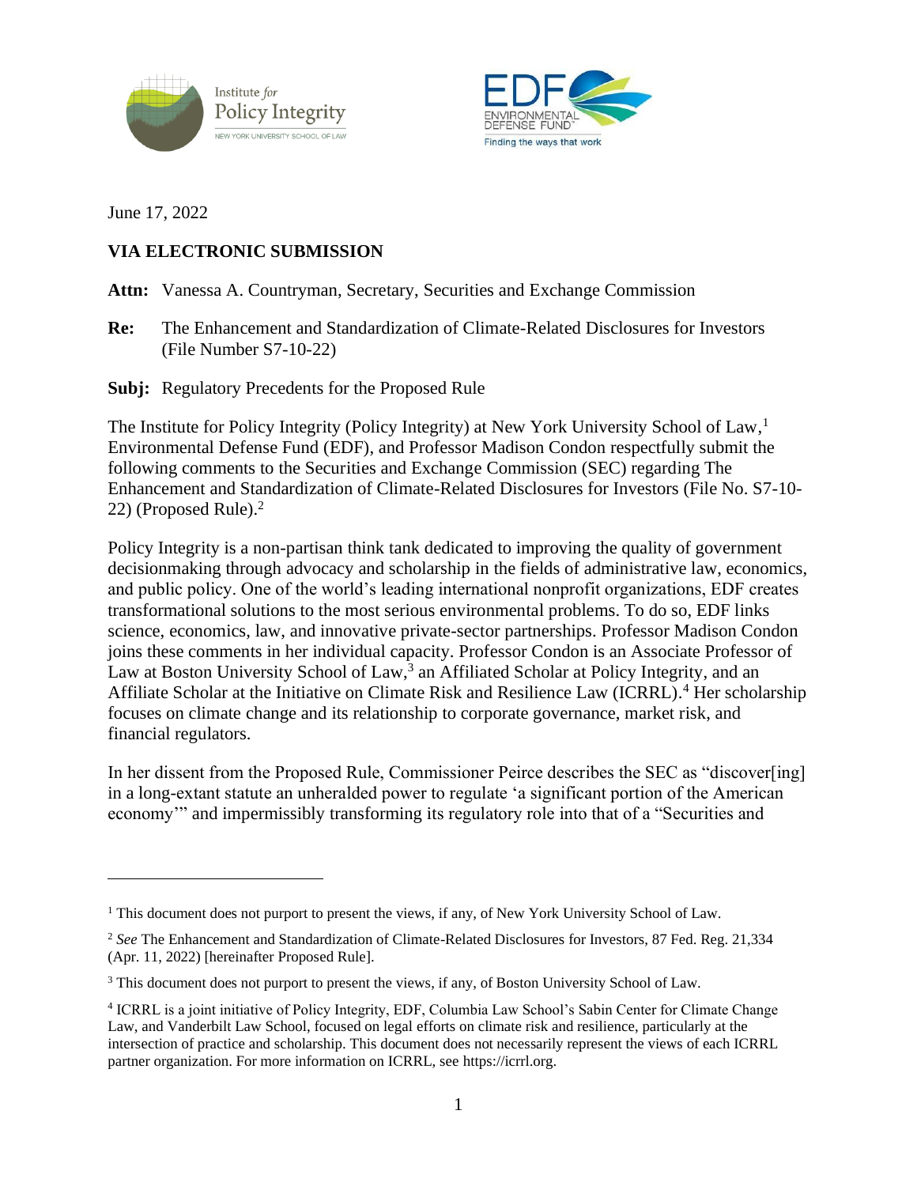June 17, 2022

**VIA ELECTRONIC SUBMISSION**

**Attn:** Vanessa A. Countryman, Secretary, Securities and Exchange Commission

**Re:** The Enhancement and Standardization of Climate-Related Disclosures for Investors (File Number S7-10-22)

**Subj:** Regulatory Precedents for the Proposed Rule

The Institute for Policy Integrity (Policy Integrity) at New York University School of Law,[1] Environmental Defense Fund (EDF), and Professor Madison Condon respectfully submit the following comments to the Securities and Exchange Commission (SEC) regarding The Enhancement and Standardization of Climate-Related Disclosures for Investors (File No. S7-10-22) (Proposed Rule).[2]

Policy Integrity is a non-partisan think tank dedicated to improving the quality of government decisionmaking through advocacy and scholarship in the fields of administrative law, economics, and public policy. One of the world's leading international nonprofit organizations, EDF creates transformational solutions to the most serious environmental problems. To do so, EDF links science, economics, law, and innovative private-sector partnerships. Professor Madison Condon joins these comments in her individual capacity. Professor Condon is an Associate Professor of Law at Boston University School of Law,[3] an Affiliated Scholar at Policy Integrity, and an Affiliate Scholar at the Initiative on Climate Risk and Resilience Law (ICRRL).[4] Her scholarship focuses on climate change and its relationship to corporate governance, market risk, and financial regulators.

In her dissent from the Proposed Rule, Commissioner Peirce describes the SEC as "discover[ing] in a long-extant statute an unheralded power to regulate 'a significant portion of the American economy'" and impermissibly transforming its regulatory role into that of a "Securities and

---

[1] This document does not purport to present the views, if any, of New York University School of Law.

[2] *See* The Enhancement and Standardization of Climate-Related Disclosures for Investors, 87 Fed. Reg. 21,334 (Apr. 11, 2022) [hereinafter Proposed Rule].

[3] This document does not purport to present the views, if any, of Boston University School of Law.

[4] ICRRL is a joint initiative of Policy Integrity, EDF, Columbia Law School's Sabin Center for Climate Change Law, and Vanderbilt Law School, focused on legal efforts on climate risk and resilience, particularly at the intersection of practice and scholarship. This document does not necessarily represent the views of each ICRRL partner organization. For more information on ICRRL, see https://icrrl.org.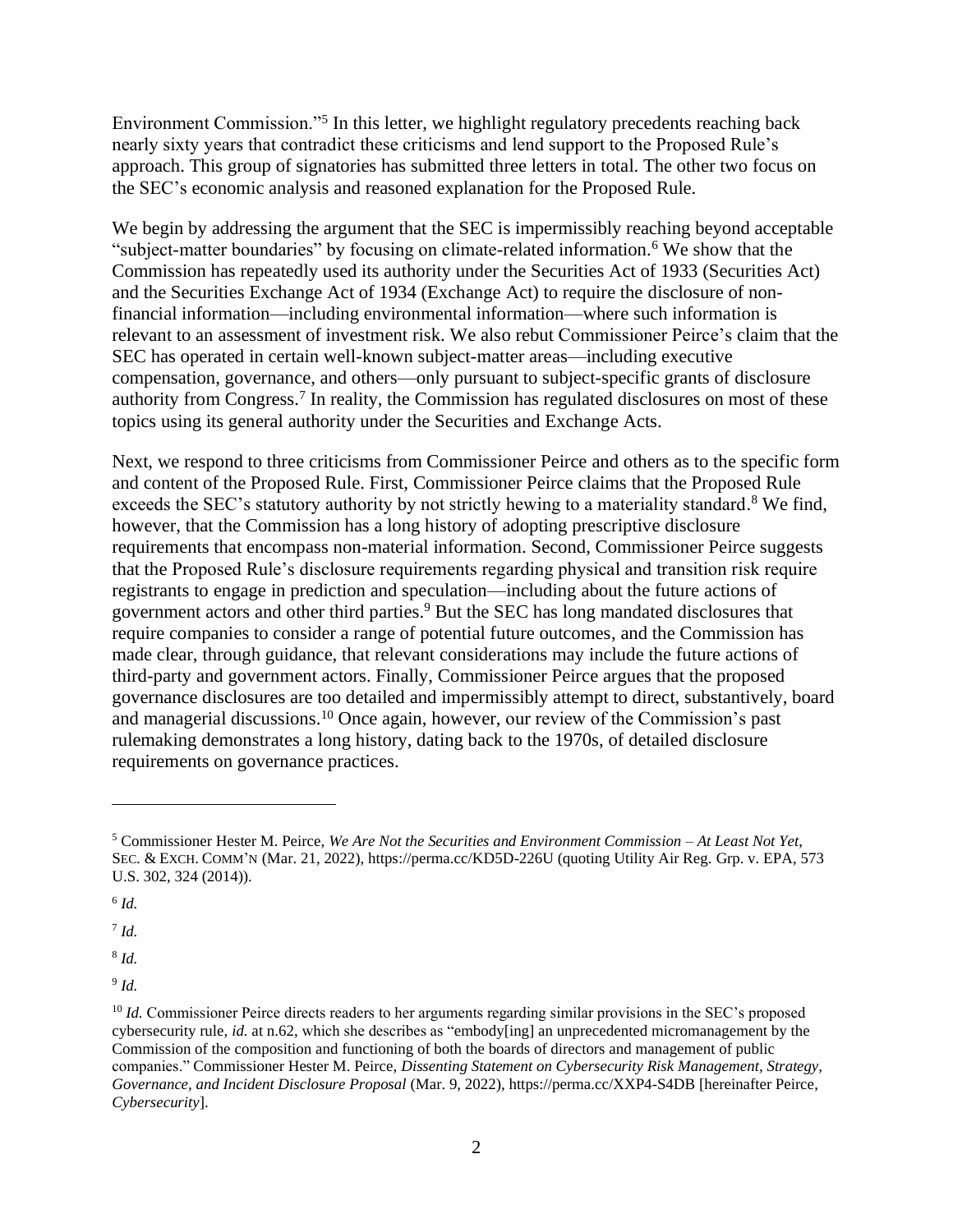Environment Commission."[5] In this letter, we highlight regulatory precedents reaching back nearly sixty years that contradict these criticisms and lend support to the Proposed Rule's approach. This group of signatories has submitted three letters in total. The other two focus on the SEC's economic analysis and reasoned explanation for the Proposed Rule.

We begin by addressing the argument that the SEC is impermissibly reaching beyond acceptable "subject-matter boundaries" by focusing on climate-related information.[6] We show that the Commission has repeatedly used its authority under the Securities Act of 1933 (Securities Act) and the Securities Exchange Act of 1934 (Exchange Act) to require the disclosure of non-financial information—including environmental information—where such information is relevant to an assessment of investment risk. We also rebut Commissioner Peirce's claim that the SEC has operated in certain well-known subject-matter areas—including executive compensation, governance, and others—only pursuant to subject-specific grants of disclosure authority from Congress.[7] In reality, the Commission has regulated disclosures on most of these topics using its general authority under the Securities and Exchange Acts.

Next, we respond to three criticisms from Commissioner Peirce and others as to the specific form and content of the Proposed Rule. First, Commissioner Peirce claims that the Proposed Rule exceeds the SEC's statutory authority by not strictly hewing to a materiality standard.[8] We find, however, that the Commission has a long history of adopting prescriptive disclosure requirements that encompass non-material information. Second, Commissioner Peirce suggests that the Proposed Rule's disclosure requirements regarding physical and transition risk require registrants to engage in prediction and speculation—including about the future actions of government actors and other third parties.[9] But the SEC has long mandated disclosures that require companies to consider a range of potential future outcomes, and the Commission has made clear, through guidance, that relevant considerations may include the future actions of third-party and government actors. Finally, Commissioner Peirce argues that the proposed governance disclosures are too detailed and impermissibly attempt to direct, substantively, board and managerial discussions.[10] Once again, however, our review of the Commission's past rulemaking demonstrates a long history, dating back to the 1970s, of detailed disclosure requirements on governance practices.

---

[5] Commissioner Hester M. Peirce, *We Are Not the Securities and Environment Commission – At Least Not Yet*, SEC. & EXCH. COMM'N (Mar. 21, 2022), https://perma.cc/KD5D-226U (quoting Utility Air Reg. Grp. v. EPA, 573 U.S. 302, 324 (2014)).

[6] *Id.*

[7] *Id.*

[8] *Id.*

[9] *Id.*

[10] *Id.* Commissioner Peirce directs readers to her arguments regarding similar provisions in the SEC's proposed cybersecurity rule, *id.* at n.62, which she describes as "embody[ing] an unprecedented micromanagement by the Commission of the composition and functioning of both the boards of directors and management of public companies." Commissioner Hester M. Peirce, *Dissenting Statement on Cybersecurity Risk Management, Strategy, Governance, and Incident Disclosure Proposal* (Mar. 9, 2022), https://perma.cc/XXP4-S4DB [hereinafter Peirce, *Cybersecurity*].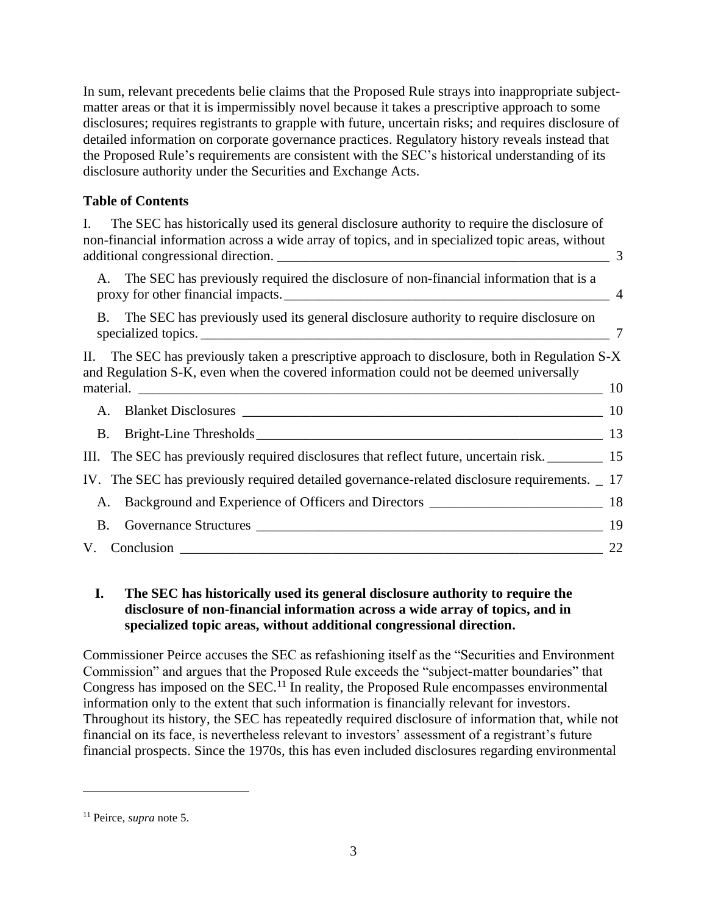In sum, relevant precedents belie claims that the Proposed Rule strays into inappropriate subject-matter areas or that it is impermissibly novel because it takes a prescriptive approach to some disclosures; requires registrants to grapple with future, uncertain risks; and requires disclosure of detailed information on corporate governance practices. Regulatory history reveals instead that the Proposed Rule's requirements are consistent with the SEC's historical understanding of its disclosure authority under the Securities and Exchange Acts.

**Table of Contents**

I. The SEC has historically used its general disclosure authority to require the disclosure of non-financial information across a wide array of topics, and in specialized topic areas, without additional congressional direction. ____ 3

- A. The SEC has previously required the disclosure of non-financial information that is a proxy for other financial impacts. ____ 4
- B. The SEC has previously used its general disclosure authority to require disclosure on specialized topics. ____ 7

II. The SEC has previously taken a prescriptive approach to disclosure, both in Regulation S-X and Regulation S-K, even when the covered information could not be deemed universally material. ____ 10

- A. Blanket Disclosures ____ 10
- B. Bright-Line Thresholds ____ 13

III. The SEC has previously required disclosures that reflect future, uncertain risk. ____ 15

IV. The SEC has previously required detailed governance-related disclosure requirements. ____ 17

- A. Background and Experience of Officers and Directors ____ 18
- B. Governance Structures ____ 19

V. Conclusion ____ 22

## I. The SEC has historically used its general disclosure authority to require the disclosure of non-financial information across a wide array of topics, and in specialized topic areas, without additional congressional direction.

Commissioner Peirce accuses the SEC as refashioning itself as the "Securities and Environment Commission" and argues that the Proposed Rule exceeds the "subject-matter boundaries" that Congress has imposed on the SEC.[11] In reality, the Proposed Rule encompasses environmental information only to the extent that such information is financially relevant for investors. Throughout its history, the SEC has repeatedly required disclosure of information that, while not financial on its face, is nevertheless relevant to investors' assessment of a registrant's future financial prospects. Since the 1970s, this has even included disclosures regarding environmental

[11] Peirce, *supra* note 5.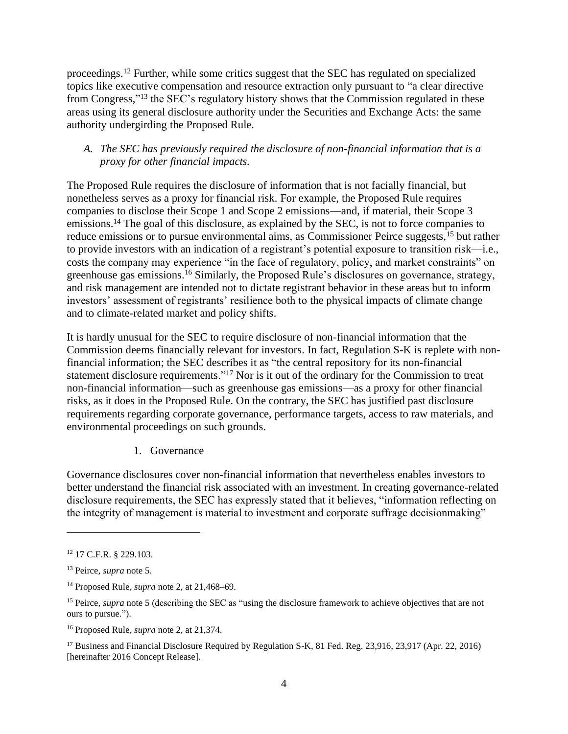proceedings.[12] Further, while some critics suggest that the SEC has regulated on specialized topics like executive compensation and resource extraction only pursuant to "a clear directive from Congress,"[13] the SEC's regulatory history shows that the Commission regulated in these areas using its general disclosure authority under the Securities and Exchange Acts: the same authority undergirding the Proposed Rule.

*A. The SEC has previously required the disclosure of non-financial information that is a proxy for other financial impacts.*

The Proposed Rule requires the disclosure of information that is not facially financial, but nonetheless serves as a proxy for financial risk. For example, the Proposed Rule requires companies to disclose their Scope 1 and Scope 2 emissions—and, if material, their Scope 3 emissions.[14] The goal of this disclosure, as explained by the SEC, is not to force companies to reduce emissions or to pursue environmental aims, as Commissioner Peirce suggests,[15] but rather to provide investors with an indication of a registrant's potential exposure to transition risk—i.e., costs the company may experience "in the face of regulatory, policy, and market constraints" on greenhouse gas emissions.[16] Similarly, the Proposed Rule's disclosures on governance, strategy, and risk management are intended not to dictate registrant behavior in these areas but to inform investors' assessment of registrants' resilience both to the physical impacts of climate change and to climate-related market and policy shifts.

It is hardly unusual for the SEC to require disclosure of non-financial information that the Commission deems financially relevant for investors. In fact, Regulation S-K is replete with non-financial information; the SEC describes it as "the central repository for its non-financial statement disclosure requirements."[17] Nor is it out of the ordinary for the Commission to treat non-financial information—such as greenhouse gas emissions—as a proxy for other financial risks, as it does in the Proposed Rule. On the contrary, the SEC has justified past disclosure requirements regarding corporate governance, performance targets, access to raw materials, and environmental proceedings on such grounds.

1. Governance

Governance disclosures cover non-financial information that nevertheless enables investors to better understand the financial risk associated with an investment. In creating governance-related disclosure requirements, the SEC has expressly stated that it believes, "information reflecting on the integrity of management is material to investment and corporate suffrage decisionmaking"

---

[12] 17 C.F.R. § 229.103.

[13] Peirce, *supra* note 5.

[14] Proposed Rule, *supra* note 2, at 21,468–69.

[15] Peirce, *supra* note 5 (describing the SEC as "using the disclosure framework to achieve objectives that are not ours to pursue.").

[16] Proposed Rule, *supra* note 2, at 21,374.

[17] Business and Financial Disclosure Required by Regulation S-K, 81 Fed. Reg. 23,916, 23,917 (Apr. 22, 2016) [hereinafter 2016 Concept Release].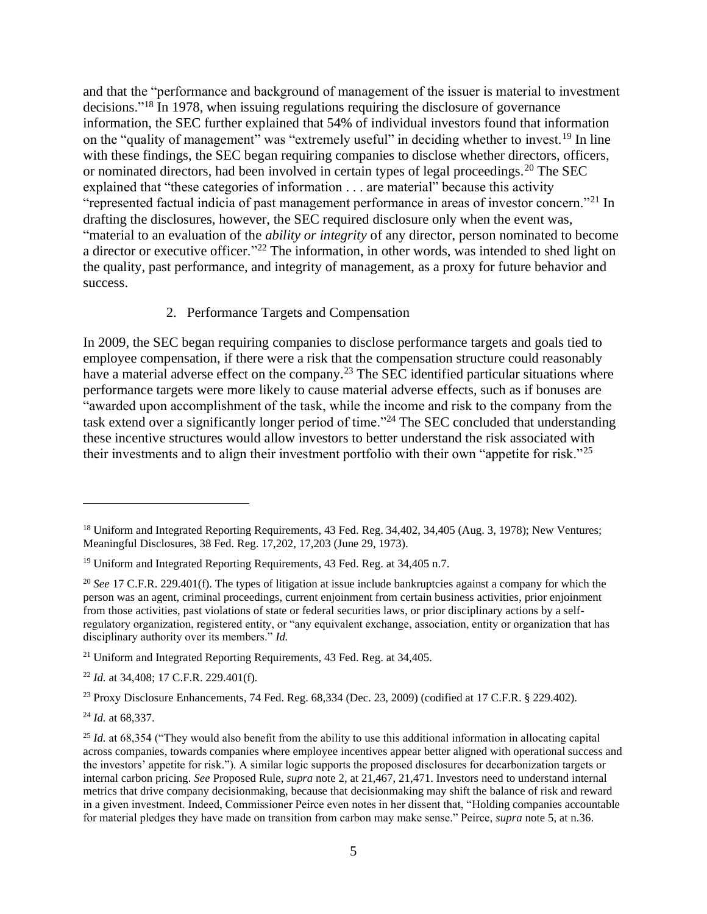and that the "performance and background of management of the issuer is material to investment decisions."[18] In 1978, when issuing regulations requiring the disclosure of governance information, the SEC further explained that 54% of individual investors found that information on the "quality of management" was "extremely useful" in deciding whether to invest.[19] In line with these findings, the SEC began requiring companies to disclose whether directors, officers, or nominated directors, had been involved in certain types of legal proceedings.[20] The SEC explained that "these categories of information . . . are material" because this activity "represented factual indicia of past management performance in areas of investor concern."[21] In drafting the disclosures, however, the SEC required disclosure only when the event was, "material to an evaluation of the *ability or integrity* of any director, person nominated to become a director or executive officer."[22] The information, in other words, was intended to shed light on the quality, past performance, and integrity of management, as a proxy for future behavior and success.

2. Performance Targets and Compensation

In 2009, the SEC began requiring companies to disclose performance targets and goals tied to employee compensation, if there were a risk that the compensation structure could reasonably have a material adverse effect on the company.[23] The SEC identified particular situations where performance targets were more likely to cause material adverse effects, such as if bonuses are "awarded upon accomplishment of the task, while the income and risk to the company from the task extend over a significantly longer period of time."[24] The SEC concluded that understanding these incentive structures would allow investors to better understand the risk associated with their investments and to align their investment portfolio with their own "appetite for risk."[25]

---

[18] Uniform and Integrated Reporting Requirements, 43 Fed. Reg. 34,402, 34,405 (Aug. 3, 1978); New Ventures; Meaningful Disclosures, 38 Fed. Reg. 17,202, 17,203 (June 29, 1973).

[19] Uniform and Integrated Reporting Requirements, 43 Fed. Reg. at 34,405 n.7.

[20] *See* 17 C.F.R. 229.401(f). The types of litigation at issue include bankruptcies against a company for which the person was an agent, criminal proceedings, current enjoinment from certain business activities, prior enjoinment from those activities, past violations of state or federal securities laws, or prior disciplinary actions by a self-regulatory organization, registered entity, or "any equivalent exchange, association, entity or organization that has disciplinary authority over its members." *Id.*

[21] Uniform and Integrated Reporting Requirements, 43 Fed. Reg. at 34,405.

[22] *Id.* at 34,408; 17 C.F.R. 229.401(f).

[23] Proxy Disclosure Enhancements, 74 Fed. Reg. 68,334 (Dec. 23, 2009) (codified at 17 C.F.R. § 229.402).

[24] *Id.* at 68,337.

[25] *Id.* at 68,354 ("They would also benefit from the ability to use this additional information in allocating capital across companies, towards companies where employee incentives appear better aligned with operational success and the investors' appetite for risk."). A similar logic supports the proposed disclosures for decarbonization targets or internal carbon pricing. *See* Proposed Rule, *supra* note 2, at 21,467, 21,471. Investors need to understand internal metrics that drive company decisionmaking, because that decisionmaking may shift the balance of risk and reward in a given investment. Indeed, Commissioner Peirce even notes in her dissent that, "Holding companies accountable for material pledges they have made on transition from carbon may make sense." Peirce, *supra* note 5, at n.36.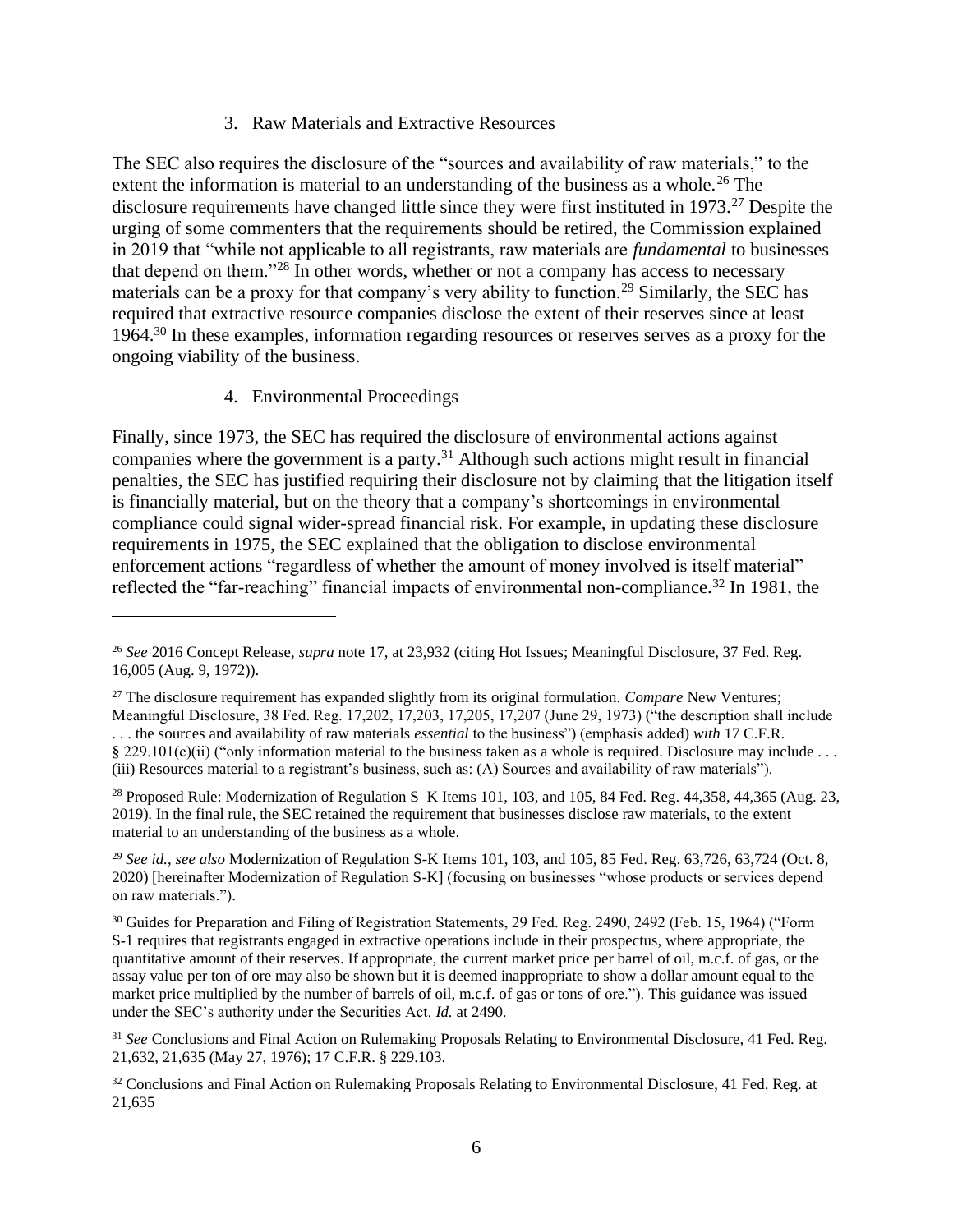### 3. Raw Materials and Extractive Resources

The SEC also requires the disclosure of the "sources and availability of raw materials," to the extent the information is material to an understanding of the business as a whole.[26] The disclosure requirements have changed little since they were first instituted in 1973.[27] Despite the urging of some commenters that the requirements should be retired, the Commission explained in 2019 that "while not applicable to all registrants, raw materials are *fundamental* to businesses that depend on them."[28] In other words, whether or not a company has access to necessary materials can be a proxy for that company's very ability to function.[29] Similarly, the SEC has required that extractive resource companies disclose the extent of their reserves since at least 1964.[30] In these examples, information regarding resources or reserves serves as a proxy for the ongoing viability of the business.

### 4. Environmental Proceedings

Finally, since 1973, the SEC has required the disclosure of environmental actions against companies where the government is a party.[31] Although such actions might result in financial penalties, the SEC has justified requiring their disclosure not by claiming that the litigation itself is financially material, but on the theory that a company's shortcomings in environmental compliance could signal wider-spread financial risk. For example, in updating these disclosure requirements in 1975, the SEC explained that the obligation to disclose environmental enforcement actions "regardless of whether the amount of money involved is itself material" reflected the "far-reaching" financial impacts of environmental non-compliance.[32] In 1981, the

---

[26] *See* 2016 Concept Release, *supra* note 17, at 23,932 (citing Hot Issues; Meaningful Disclosure, 37 Fed. Reg. 16,005 (Aug. 9, 1972)).

[27] The disclosure requirement has expanded slightly from its original formulation. *Compare* New Ventures; Meaningful Disclosure, 38 Fed. Reg. 17,202, 17,203, 17,205, 17,207 (June 29, 1973) ("the description shall include . . . the sources and availability of raw materials *essential* to the business") (emphasis added) *with* 17 C.F.R. § 229.101(c)(ii) ("only information material to the business taken as a whole is required. Disclosure may include . . . (iii) Resources material to a registrant's business, such as: (A) Sources and availability of raw materials").

[28] Proposed Rule: Modernization of Regulation S–K Items 101, 103, and 105, 84 Fed. Reg. 44,358, 44,365 (Aug. 23, 2019). In the final rule, the SEC retained the requirement that businesses disclose raw materials, to the extent material to an understanding of the business as a whole.

[29] *See id.*, *see also* Modernization of Regulation S-K Items 101, 103, and 105, 85 Fed. Reg. 63,726, 63,724 (Oct. 8, 2020) [hereinafter Modernization of Regulation S-K] (focusing on businesses "whose products or services depend on raw materials.").

[30] Guides for Preparation and Filing of Registration Statements, 29 Fed. Reg. 2490, 2492 (Feb. 15, 1964) ("Form S-1 requires that registrants engaged in extractive operations include in their prospectus, where appropriate, the quantitative amount of their reserves. If appropriate, the current market price per barrel of oil, m.c.f. of gas, or the assay value per ton of ore may also be shown but it is deemed inappropriate to show a dollar amount equal to the market price multiplied by the number of barrels of oil, m.c.f. of gas or tons of ore."). This guidance was issued under the SEC's authority under the Securities Act. *Id.* at 2490.

[31] *See* Conclusions and Final Action on Rulemaking Proposals Relating to Environmental Disclosure, 41 Fed. Reg. 21,632, 21,635 (May 27, 1976); 17 C.F.R. § 229.103.

[32] Conclusions and Final Action on Rulemaking Proposals Relating to Environmental Disclosure, 41 Fed. Reg. at 21,635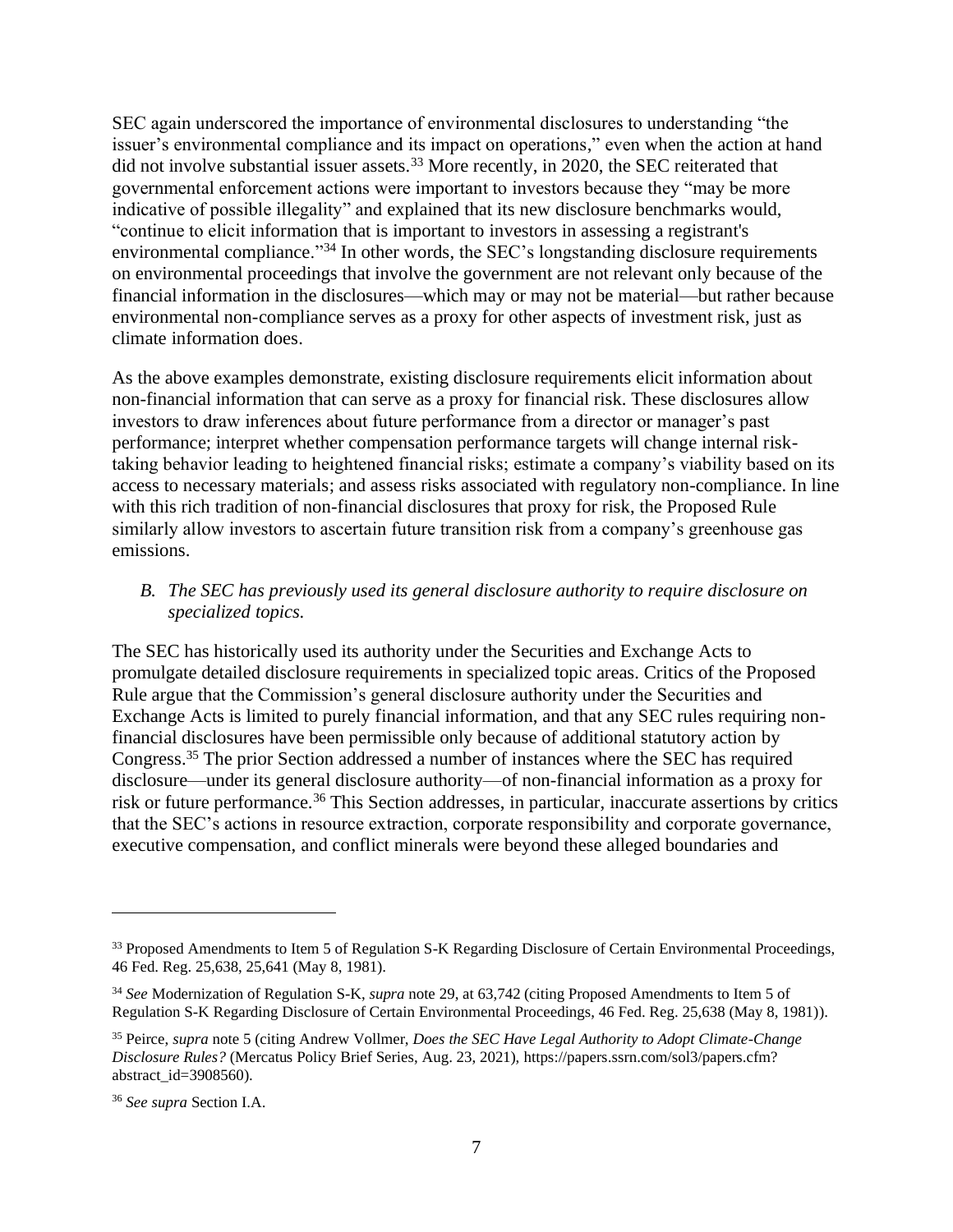SEC again underscored the importance of environmental disclosures to understanding "the issuer's environmental compliance and its impact on operations," even when the action at hand did not involve substantial issuer assets.[33] More recently, in 2020, the SEC reiterated that governmental enforcement actions were important to investors because they "may be more indicative of possible illegality" and explained that its new disclosure benchmarks would, "continue to elicit information that is important to investors in assessing a registrant's environmental compliance."[34] In other words, the SEC's longstanding disclosure requirements on environmental proceedings that involve the government are not relevant only because of the financial information in the disclosures—which may or may not be material—but rather because environmental non-compliance serves as a proxy for other aspects of investment risk, just as climate information does.

As the above examples demonstrate, existing disclosure requirements elicit information about non-financial information that can serve as a proxy for financial risk. These disclosures allow investors to draw inferences about future performance from a director or manager's past performance; interpret whether compensation performance targets will change internal risk-taking behavior leading to heightened financial risks; estimate a company's viability based on its access to necessary materials; and assess risks associated with regulatory non-compliance. In line with this rich tradition of non-financial disclosures that proxy for risk, the Proposed Rule similarly allow investors to ascertain future transition risk from a company's greenhouse gas emissions.

### *B. The SEC has previously used its general disclosure authority to require disclosure on specialized topics.*

The SEC has historically used its authority under the Securities and Exchange Acts to promulgate detailed disclosure requirements in specialized topic areas. Critics of the Proposed Rule argue that the Commission's general disclosure authority under the Securities and Exchange Acts is limited to purely financial information, and that any SEC rules requiring non-financial disclosures have been permissible only because of additional statutory action by Congress.[35] The prior Section addressed a number of instances where the SEC has required disclosure—under its general disclosure authority—of non-financial information as a proxy for risk or future performance.[36] This Section addresses, in particular, inaccurate assertions by critics that the SEC's actions in resource extraction, corporate responsibility and corporate governance, executive compensation, and conflict minerals were beyond these alleged boundaries and

---

[33] Proposed Amendments to Item 5 of Regulation S-K Regarding Disclosure of Certain Environmental Proceedings, 46 Fed. Reg. 25,638, 25,641 (May 8, 1981).

[34] *See* Modernization of Regulation S-K, *supra* note 29, at 63,742 (citing Proposed Amendments to Item 5 of Regulation S-K Regarding Disclosure of Certain Environmental Proceedings, 46 Fed. Reg. 25,638 (May 8, 1981)).

[35] Peirce, *supra* note 5 (citing Andrew Vollmer, *Does the SEC Have Legal Authority to Adopt Climate-Change Disclosure Rules?* (Mercatus Policy Brief Series, Aug. 23, 2021), https://papers.ssrn.com/sol3/papers.cfm?abstract_id=3908560).

[36] *See supra* Section I.A.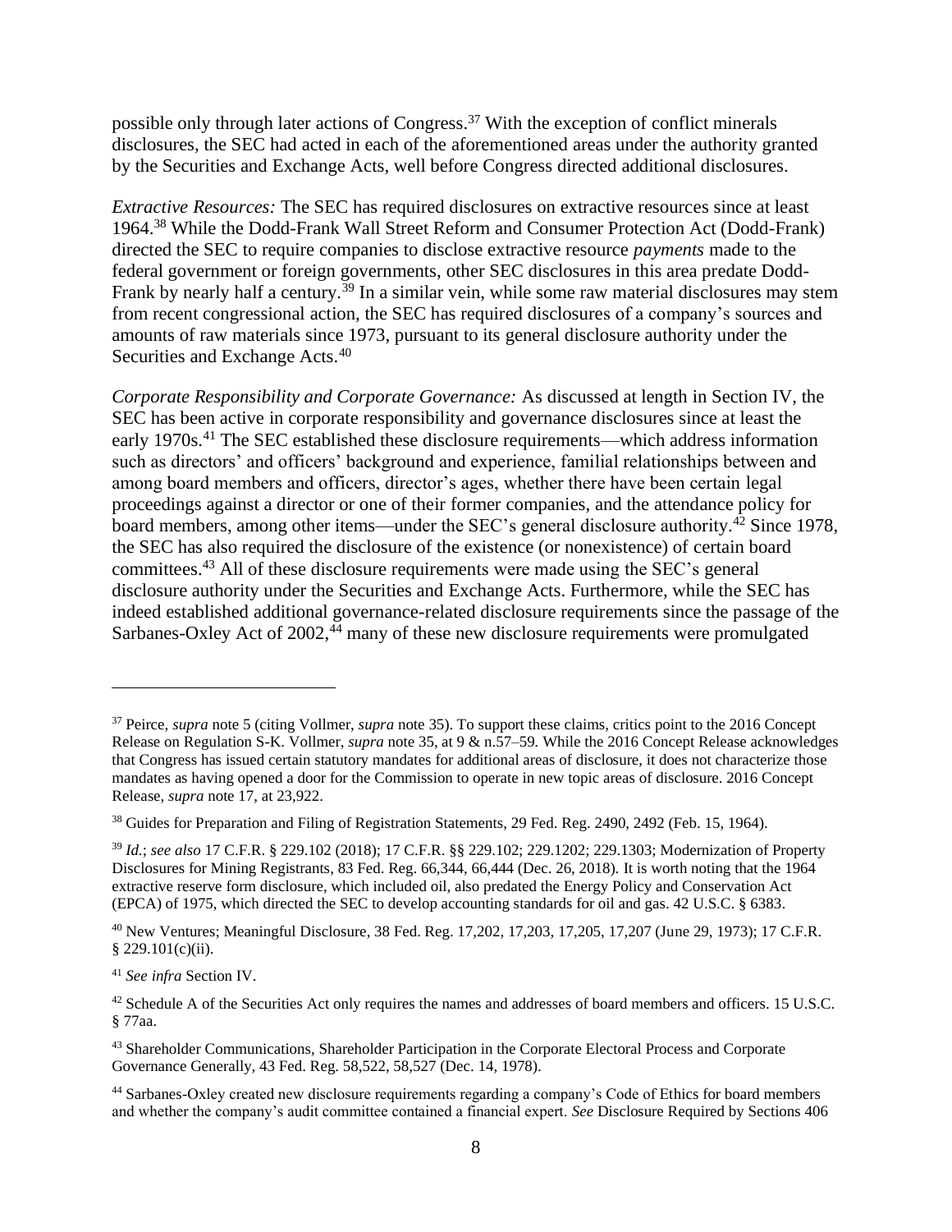possible only through later actions of Congress.[37] With the exception of conflict minerals disclosures, the SEC had acted in each of the aforementioned areas under the authority granted by the Securities and Exchange Acts, well before Congress directed additional disclosures.

*Extractive Resources:* The SEC has required disclosures on extractive resources since at least 1964.[38] While the Dodd-Frank Wall Street Reform and Consumer Protection Act (Dodd-Frank) directed the SEC to require companies to disclose extractive resource *payments* made to the federal government or foreign governments, other SEC disclosures in this area predate Dodd-Frank by nearly half a century.[39] In a similar vein, while some raw material disclosures may stem from recent congressional action, the SEC has required disclosures of a company's sources and amounts of raw materials since 1973, pursuant to its general disclosure authority under the Securities and Exchange Acts.[40]

*Corporate Responsibility and Corporate Governance:* As discussed at length in Section IV, the SEC has been active in corporate responsibility and governance disclosures since at least the early 1970s.[41] The SEC established these disclosure requirements—which address information such as directors' and officers' background and experience, familial relationships between and among board members and officers, director's ages, whether there have been certain legal proceedings against a director or one of their former companies, and the attendance policy for board members, among other items—under the SEC's general disclosure authority.[42] Since 1978, the SEC has also required the disclosure of the existence (or nonexistence) of certain board committees.[43] All of these disclosure requirements were made using the SEC's general disclosure authority under the Securities and Exchange Acts. Furthermore, while the SEC has indeed established additional governance-related disclosure requirements since the passage of the Sarbanes-Oxley Act of 2002,[44] many of these new disclosure requirements were promulgated

---

[37] Peirce, *supra* note 5 (citing Vollmer, *supra* note 35). To support these claims, critics point to the 2016 Concept Release on Regulation S-K. Vollmer, *supra* note 35, at 9 & n.57–59. While the 2016 Concept Release acknowledges that Congress has issued certain statutory mandates for additional areas of disclosure, it does not characterize those mandates as having opened a door for the Commission to operate in new topic areas of disclosure. 2016 Concept Release, *supra* note 17, at 23,922.

[38] Guides for Preparation and Filing of Registration Statements, 29 Fed. Reg. 2490, 2492 (Feb. 15, 1964).

[39] *Id.*; *see also* 17 C.F.R. § 229.102 (2018); 17 C.F.R. §§ 229.102; 229.1202; 229.1303; Modernization of Property Disclosures for Mining Registrants, 83 Fed. Reg. 66,344, 66,444 (Dec. 26, 2018). It is worth noting that the 1964 extractive reserve form disclosure, which included oil, also predated the Energy Policy and Conservation Act (EPCA) of 1975, which directed the SEC to develop accounting standards for oil and gas. 42 U.S.C. § 6383.

[40] New Ventures; Meaningful Disclosure, 38 Fed. Reg. 17,202, 17,203, 17,205, 17,207 (June 29, 1973); 17 C.F.R. § 229.101(c)(ii).

[41] *See infra* Section IV.

[42] Schedule A of the Securities Act only requires the names and addresses of board members and officers. 15 U.S.C. § 77aa.

[43] Shareholder Communications, Shareholder Participation in the Corporate Electoral Process and Corporate Governance Generally, 43 Fed. Reg. 58,522, 58,527 (Dec. 14, 1978).

[44] Sarbanes-Oxley created new disclosure requirements regarding a company's Code of Ethics for board members and whether the company's audit committee contained a financial expert. *See* Disclosure Required by Sections 406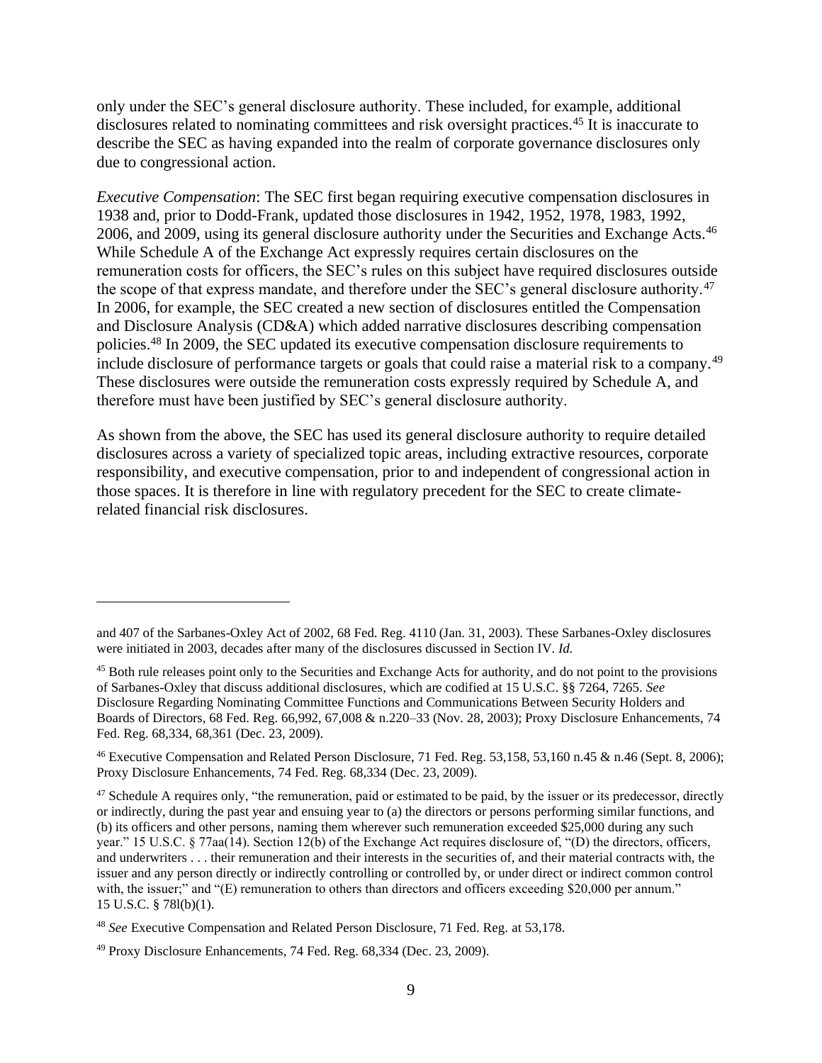only under the SEC's general disclosure authority. These included, for example, additional disclosures related to nominating committees and risk oversight practices.[45] It is inaccurate to describe the SEC as having expanded into the realm of corporate governance disclosures only due to congressional action.

*Executive Compensation*: The SEC first began requiring executive compensation disclosures in 1938 and, prior to Dodd-Frank, updated those disclosures in 1942, 1952, 1978, 1983, 1992, 2006, and 2009, using its general disclosure authority under the Securities and Exchange Acts.[46] While Schedule A of the Exchange Act expressly requires certain disclosures on the remuneration costs for officers, the SEC's rules on this subject have required disclosures outside the scope of that express mandate, and therefore under the SEC's general disclosure authority.[47] In 2006, for example, the SEC created a new section of disclosures entitled the Compensation and Disclosure Analysis (CD&A) which added narrative disclosures describing compensation policies.[48] In 2009, the SEC updated its executive compensation disclosure requirements to include disclosure of performance targets or goals that could raise a material risk to a company.[49] These disclosures were outside the remuneration costs expressly required by Schedule A, and therefore must have been justified by SEC's general disclosure authority.

As shown from the above, the SEC has used its general disclosure authority to require detailed disclosures across a variety of specialized topic areas, including extractive resources, corporate responsibility, and executive compensation, prior to and independent of congressional action in those spaces. It is therefore in line with regulatory precedent for the SEC to create climate-related financial risk disclosures.

---

and 407 of the Sarbanes-Oxley Act of 2002, 68 Fed. Reg. 4110 (Jan. 31, 2003). These Sarbanes-Oxley disclosures were initiated in 2003, decades after many of the disclosures discussed in Section IV. *Id.*

[45] Both rule releases point only to the Securities and Exchange Acts for authority, and do not point to the provisions of Sarbanes-Oxley that discuss additional disclosures, which are codified at 15 U.S.C. §§ 7264, 7265. *See* Disclosure Regarding Nominating Committee Functions and Communications Between Security Holders and Boards of Directors, 68 Fed. Reg. 66,992, 67,008 & n.220–33 (Nov. 28, 2003); Proxy Disclosure Enhancements, 74 Fed. Reg. 68,334, 68,361 (Dec. 23, 2009).

[46] Executive Compensation and Related Person Disclosure, 71 Fed. Reg. 53,158, 53,160 n.45 & n.46 (Sept. 8, 2006); Proxy Disclosure Enhancements, 74 Fed. Reg. 68,334 (Dec. 23, 2009).

[47] Schedule A requires only, "the remuneration, paid or estimated to be paid, by the issuer or its predecessor, directly or indirectly, during the past year and ensuing year to (a) the directors or persons performing similar functions, and (b) its officers and other persons, naming them wherever such remuneration exceeded $25,000 during any such year." 15 U.S.C. § 77aa(14). Section 12(b) of the Exchange Act requires disclosure of, "(D) the directors, officers, and underwriters . . . their remuneration and their interests in the securities of, and their material contracts with, the issuer and any person directly or indirectly controlling or controlled by, or under direct or indirect common control with, the issuer;" and "(E) remuneration to others than directors and officers exceeding $20,000 per annum." 15 U.S.C. § 78l(b)(1).

[48] *See* Executive Compensation and Related Person Disclosure, 71 Fed. Reg. at 53,178.

[49] Proxy Disclosure Enhancements, 74 Fed. Reg. 68,334 (Dec. 23, 2009).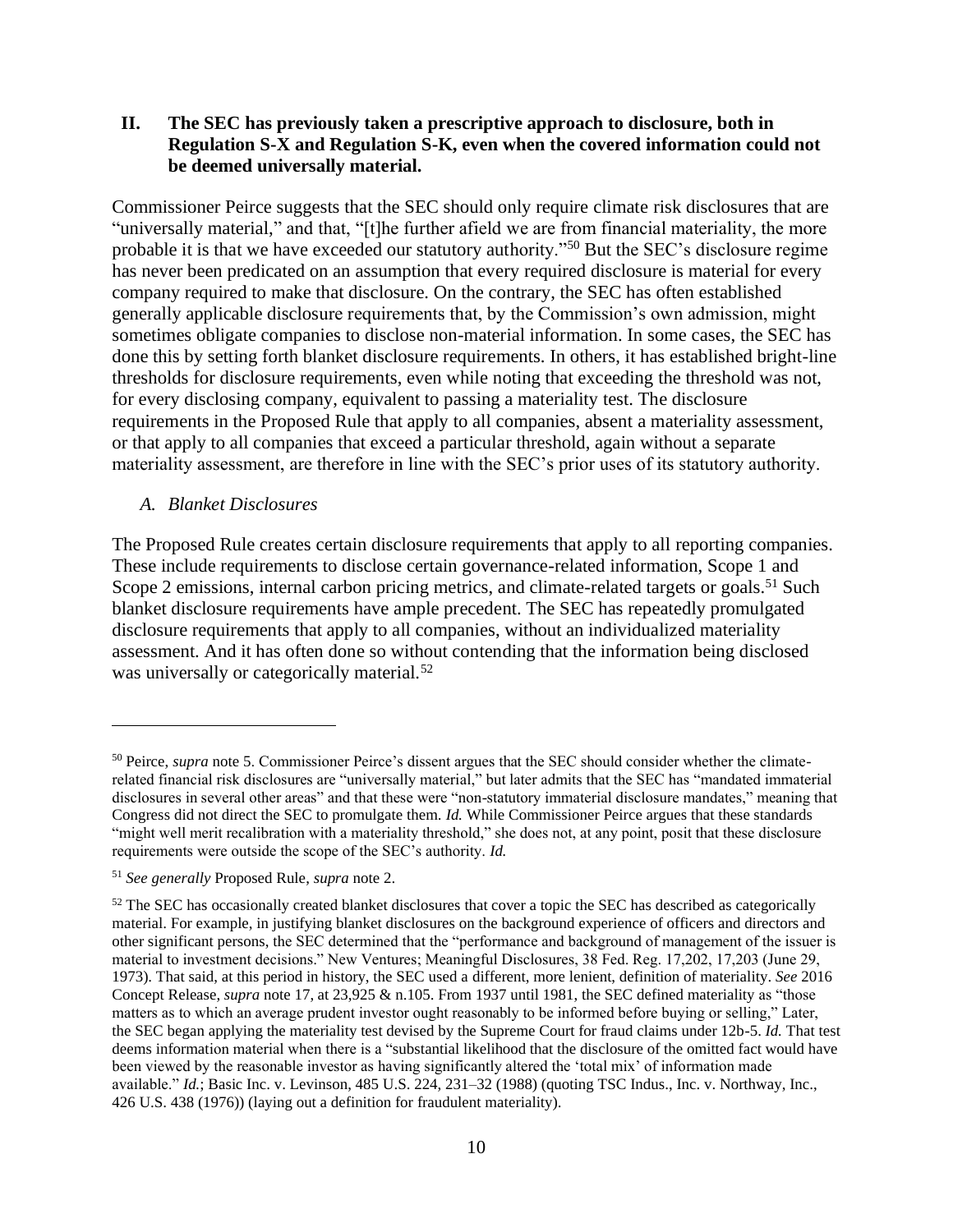## II. The SEC has previously taken a prescriptive approach to disclosure, both in Regulation S-X and Regulation S-K, even when the covered information could not be deemed universally material.

Commissioner Peirce suggests that the SEC should only require climate risk disclosures that are "universally material," and that, "[t]he further afield we are from financial materiality, the more probable it is that we have exceeded our statutory authority."[50] But the SEC's disclosure regime has never been predicated on an assumption that every required disclosure is material for every company required to make that disclosure. On the contrary, the SEC has often established generally applicable disclosure requirements that, by the Commission's own admission, might sometimes obligate companies to disclose non-material information. In some cases, the SEC has done this by setting forth blanket disclosure requirements. In others, it has established bright-line thresholds for disclosure requirements, even while noting that exceeding the threshold was not, for every disclosing company, equivalent to passing a materiality test. The disclosure requirements in the Proposed Rule that apply to all companies, absent a materiality assessment, or that apply to all companies that exceed a particular threshold, again without a separate materiality assessment, are therefore in line with the SEC's prior uses of its statutory authority.

### *A. Blanket Disclosures*

The Proposed Rule creates certain disclosure requirements that apply to all reporting companies. These include requirements to disclose certain governance-related information, Scope 1 and Scope 2 emissions, internal carbon pricing metrics, and climate-related targets or goals.[51] Such blanket disclosure requirements have ample precedent. The SEC has repeatedly promulgated disclosure requirements that apply to all companies, without an individualized materiality assessment. And it has often done so without contending that the information being disclosed was universally or categorically material.[52]

---

[50] Peirce, *supra* note 5. Commissioner Peirce's dissent argues that the SEC should consider whether the climate-related financial risk disclosures are "universally material," but later admits that the SEC has "mandated immaterial disclosures in several other areas" and that these were "non-statutory immaterial disclosure mandates," meaning that Congress did not direct the SEC to promulgate them. *Id.* While Commissioner Peirce argues that these standards "might well merit recalibration with a materiality threshold," she does not, at any point, posit that these disclosure requirements were outside the scope of the SEC's authority. *Id.*

[51] *See generally* Proposed Rule, *supra* note 2.

[52] The SEC has occasionally created blanket disclosures that cover a topic the SEC has described as categorically material. For example, in justifying blanket disclosures on the background experience of officers and directors and other significant persons, the SEC determined that the "performance and background of management of the issuer is material to investment decisions." New Ventures; Meaningful Disclosures, 38 Fed. Reg. 17,202, 17,203 (June 29, 1973). That said, at this period in history, the SEC used a different, more lenient, definition of materiality. *See* 2016 Concept Release, *supra* note 17, at 23,925 & n.105. From 1937 until 1981, the SEC defined materiality as "those matters as to which an average prudent investor ought reasonably to be informed before buying or selling," Later, the SEC began applying the materiality test devised by the Supreme Court for fraud claims under 12b-5. *Id.* That test deems information material when there is a "substantial likelihood that the disclosure of the omitted fact would have been viewed by the reasonable investor as having significantly altered the 'total mix' of information made available." *Id.*; Basic Inc. v. Levinson, 485 U.S. 224, 231–32 (1988) (quoting TSC Indus., Inc. v. Northway, Inc., 426 U.S. 438 (1976)) (laying out a definition for fraudulent materiality).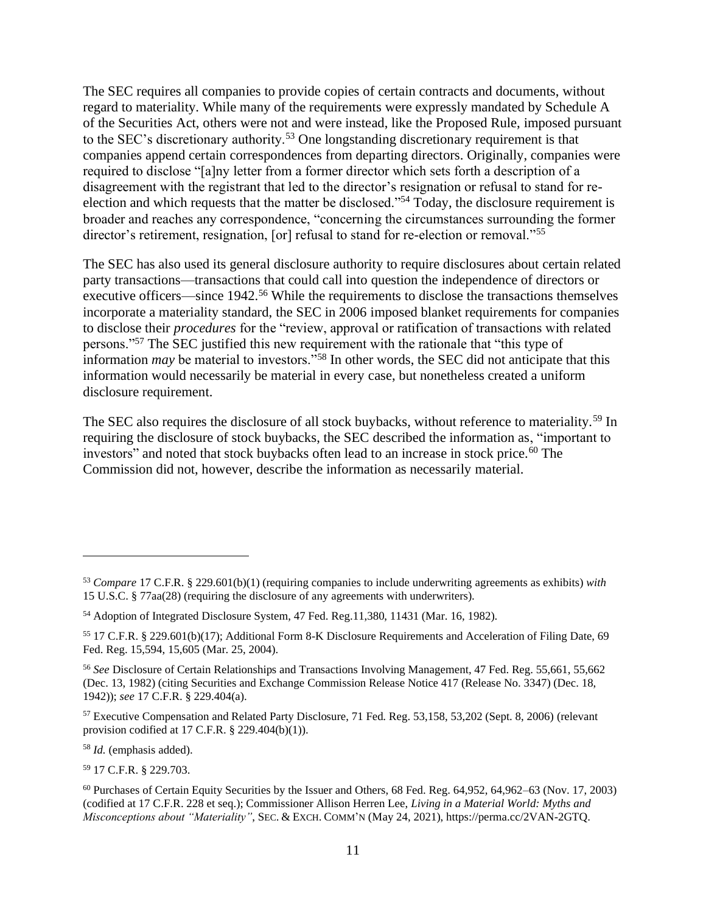The SEC requires all companies to provide copies of certain contracts and documents, without regard to materiality. While many of the requirements were expressly mandated by Schedule A of the Securities Act, others were not and were instead, like the Proposed Rule, imposed pursuant to the SEC's discretionary authority.[53] One longstanding discretionary requirement is that companies append certain correspondences from departing directors. Originally, companies were required to disclose "[a]ny letter from a former director which sets forth a description of a disagreement with the registrant that led to the director's resignation or refusal to stand for re-election and which requests that the matter be disclosed."[54] Today, the disclosure requirement is broader and reaches any correspondence, "concerning the circumstances surrounding the former director's retirement, resignation, [or] refusal to stand for re-election or removal."[55]

The SEC has also used its general disclosure authority to require disclosures about certain related party transactions—transactions that could call into question the independence of directors or executive officers—since 1942.[56] While the requirements to disclose the transactions themselves incorporate a materiality standard, the SEC in 2006 imposed blanket requirements for companies to disclose their *procedures* for the "review, approval or ratification of transactions with related persons."[57] The SEC justified this new requirement with the rationale that "this type of information *may* be material to investors."[58] In other words, the SEC did not anticipate that this information would necessarily be material in every case, but nonetheless created a uniform disclosure requirement.

The SEC also requires the disclosure of all stock buybacks, without reference to materiality.[59] In requiring the disclosure of stock buybacks, the SEC described the information as, "important to investors" and noted that stock buybacks often lead to an increase in stock price.[60] The Commission did not, however, describe the information as necessarily material.

---

[53] *Compare* 17 C.F.R. § 229.601(b)(1) (requiring companies to include underwriting agreements as exhibits) *with* 15 U.S.C. § 77aa(28) (requiring the disclosure of any agreements with underwriters).

[54] Adoption of Integrated Disclosure System, 47 Fed. Reg.11,380, 11431 (Mar. 16, 1982).

[55] 17 C.F.R. § 229.601(b)(17); Additional Form 8-K Disclosure Requirements and Acceleration of Filing Date, 69 Fed. Reg. 15,594, 15,605 (Mar. 25, 2004).

[56] *See* Disclosure of Certain Relationships and Transactions Involving Management, 47 Fed. Reg. 55,661, 55,662 (Dec. 13, 1982) (citing Securities and Exchange Commission Release Notice 417 (Release No. 3347) (Dec. 18, 1942)); *see* 17 C.F.R. § 229.404(a).

[57] Executive Compensation and Related Party Disclosure, 71 Fed. Reg. 53,158, 53,202 (Sept. 8, 2006) (relevant provision codified at 17 C.F.R. § 229.404(b)(1)).

[58] *Id.* (emphasis added).

[59] 17 C.F.R. § 229.703.

[60] Purchases of Certain Equity Securities by the Issuer and Others, 68 Fed. Reg. 64,952, 64,962–63 (Nov. 17, 2003) (codified at 17 C.F.R. 228 et seq.); Commissioner Allison Herren Lee, *Living in a Material World: Myths and Misconceptions about "Materiality"*, SEC. & EXCH. COMM'N (May 24, 2021), https://perma.cc/2VAN-2GTQ.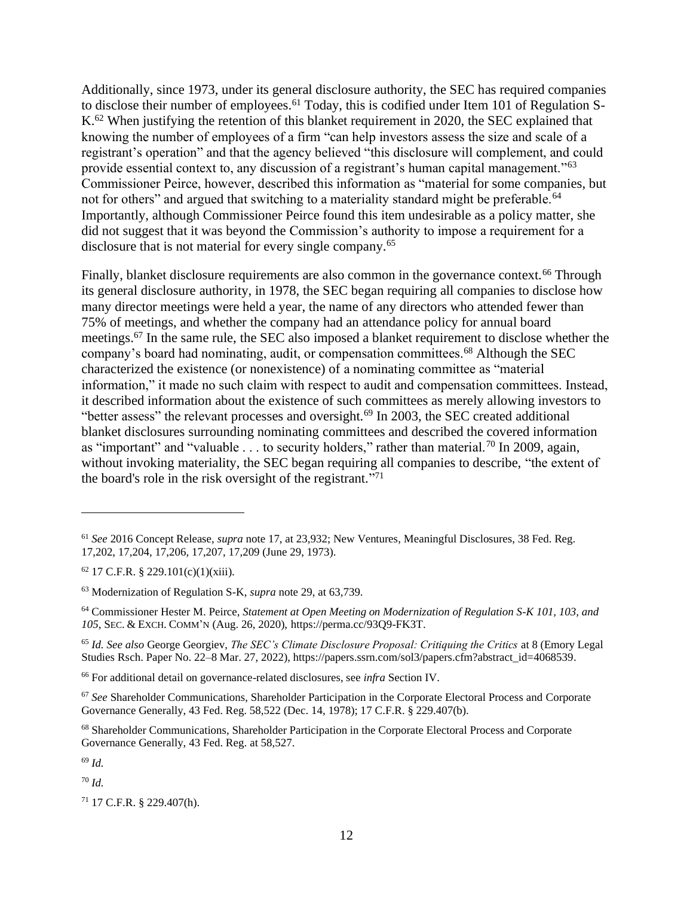Additionally, since 1973, under its general disclosure authority, the SEC has required companies to disclose their number of employees.[61] Today, this is codified under Item 101 of Regulation S-K.[62] When justifying the retention of this blanket requirement in 2020, the SEC explained that knowing the number of employees of a firm "can help investors assess the size and scale of a registrant's operation" and that the agency believed "this disclosure will complement, and could provide essential context to, any discussion of a registrant's human capital management."[63] Commissioner Peirce, however, described this information as "material for some companies, but not for others" and argued that switching to a materiality standard might be preferable.[64] Importantly, although Commissioner Peirce found this item undesirable as a policy matter, she did not suggest that it was beyond the Commission's authority to impose a requirement for a disclosure that is not material for every single company.[65]

Finally, blanket disclosure requirements are also common in the governance context.[66] Through its general disclosure authority, in 1978, the SEC began requiring all companies to disclose how many director meetings were held a year, the name of any directors who attended fewer than 75% of meetings, and whether the company had an attendance policy for annual board meetings.[67] In the same rule, the SEC also imposed a blanket requirement to disclose whether the company's board had nominating, audit, or compensation committees.[68] Although the SEC characterized the existence (or nonexistence) of a nominating committee as "material information," it made no such claim with respect to audit and compensation committees. Instead, it described information about the existence of such committees as merely allowing investors to "better assess" the relevant processes and oversight.[69] In 2003, the SEC created additional blanket disclosures surrounding nominating committees and described the covered information as "important" and "valuable . . . to security holders," rather than material.[70] In 2009, again, without invoking materiality, the SEC began requiring all companies to describe, "the extent of the board's role in the risk oversight of the registrant."[71]

---

[61] *See* 2016 Concept Release, *supra* note 17, at 23,932; New Ventures, Meaningful Disclosures, 38 Fed. Reg. 17,202, 17,204, 17,206, 17,207, 17,209 (June 29, 1973).

[62] 17 C.F.R. § 229.101(c)(1)(xiii).

[63] Modernization of Regulation S-K, *supra* note 29, at 63,739.

[64] Commissioner Hester M. Peirce, *Statement at Open Meeting on Modernization of Regulation S-K 101, 103, and 105*, SEC. & EXCH. COMM'N (Aug. 26, 2020), https://perma.cc/93Q9-FK3T.

[65] *Id. See also* George Georgiev, *The SEC's Climate Disclosure Proposal: Critiquing the Critics* at 8 (Emory Legal Studies Rsch. Paper No. 22–8 Mar. 27, 2022), https://papers.ssrn.com/sol3/papers.cfm?abstract_id=4068539.

[66] For additional detail on governance-related disclosures, see *infra* Section IV.

[67] *See* Shareholder Communications, Shareholder Participation in the Corporate Electoral Process and Corporate Governance Generally, 43 Fed. Reg. 58,522 (Dec. 14, 1978); 17 C.F.R. § 229.407(b).

[68] Shareholder Communications, Shareholder Participation in the Corporate Electoral Process and Corporate Governance Generally, 43 Fed. Reg. at 58,527.

[69] *Id.*

[70] *Id.*

[71] 17 C.F.R. § 229.407(h).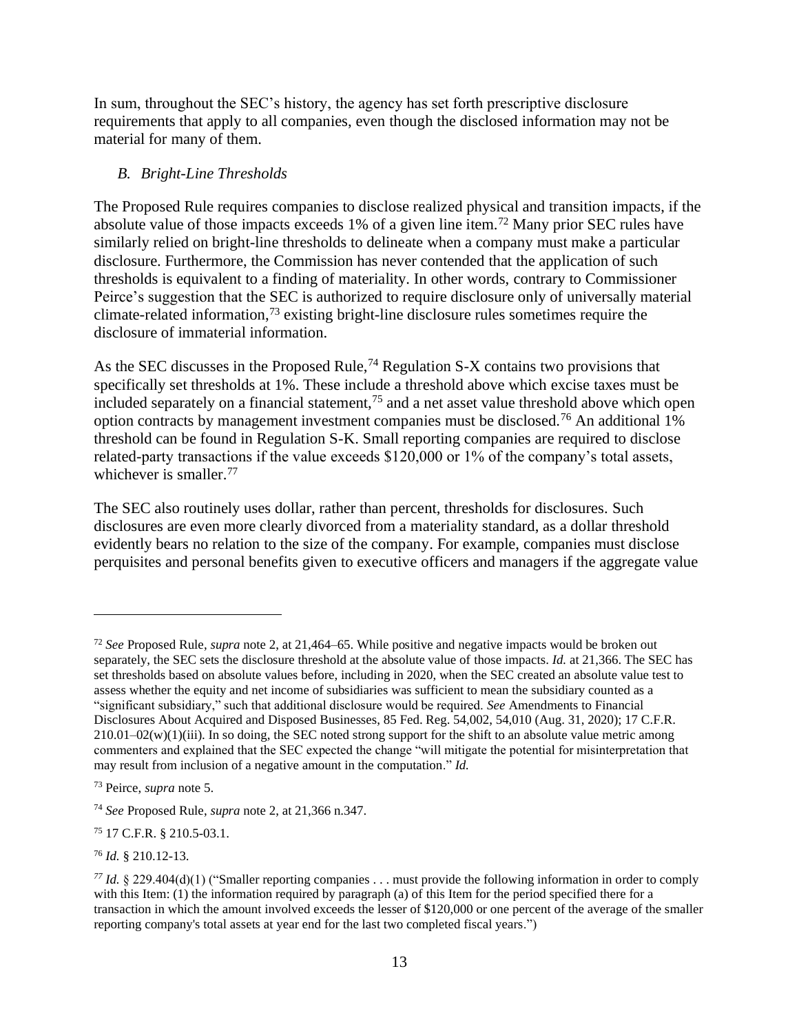In sum, throughout the SEC's history, the agency has set forth prescriptive disclosure requirements that apply to all companies, even though the disclosed information may not be material for many of them.

### *B. Bright-Line Thresholds*

The Proposed Rule requires companies to disclose realized physical and transition impacts, if the absolute value of those impacts exceeds 1% of a given line item.[72] Many prior SEC rules have similarly relied on bright-line thresholds to delineate when a company must make a particular disclosure. Furthermore, the Commission has never contended that the application of such thresholds is equivalent to a finding of materiality. In other words, contrary to Commissioner Peirce's suggestion that the SEC is authorized to require disclosure only of universally material climate-related information,[73] existing bright-line disclosure rules sometimes require the disclosure of immaterial information.

As the SEC discusses in the Proposed Rule,[74] Regulation S-X contains two provisions that specifically set thresholds at 1%. These include a threshold above which excise taxes must be included separately on a financial statement,[75] and a net asset value threshold above which open option contracts by management investment companies must be disclosed.[76] An additional 1% threshold can be found in Regulation S-K. Small reporting companies are required to disclose related-party transactions if the value exceeds $120,000 or 1% of the company's total assets, whichever is smaller.[77]

The SEC also routinely uses dollar, rather than percent, thresholds for disclosures. Such disclosures are even more clearly divorced from a materiality standard, as a dollar threshold evidently bears no relation to the size of the company. For example, companies must disclose perquisites and personal benefits given to executive officers and managers if the aggregate value

---

[72] *See* Proposed Rule, *supra* note 2, at 21,464–65. While positive and negative impacts would be broken out separately, the SEC sets the disclosure threshold at the absolute value of those impacts. *Id.* at 21,366. The SEC has set thresholds based on absolute values before, including in 2020, when the SEC created an absolute value test to assess whether the equity and net income of subsidiaries was sufficient to mean the subsidiary counted as a "significant subsidiary," such that additional disclosure would be required. *See* Amendments to Financial Disclosures About Acquired and Disposed Businesses, 85 Fed. Reg. 54,002, 54,010 (Aug. 31, 2020); 17 C.F.R. 210.01–02(w)(1)(iii). In so doing, the SEC noted strong support for the shift to an absolute value metric among commenters and explained that the SEC expected the change "will mitigate the potential for misinterpretation that may result from inclusion of a negative amount in the computation." *Id.*

[73] Peirce, *supra* note 5.

[74] *See* Proposed Rule, *supra* note 2, at 21,366 n.347.

[75] 17 C.F.R. § 210.5-03.1.

[76] *Id.* § 210.12-13.

[77] *Id.* § 229.404(d)(1) ("Smaller reporting companies . . . must provide the following information in order to comply with this Item: (1) the information required by paragraph (a) of this Item for the period specified there for a transaction in which the amount involved exceeds the lesser of $120,000 or one percent of the average of the smaller reporting company's total assets at year end for the last two completed fiscal years.")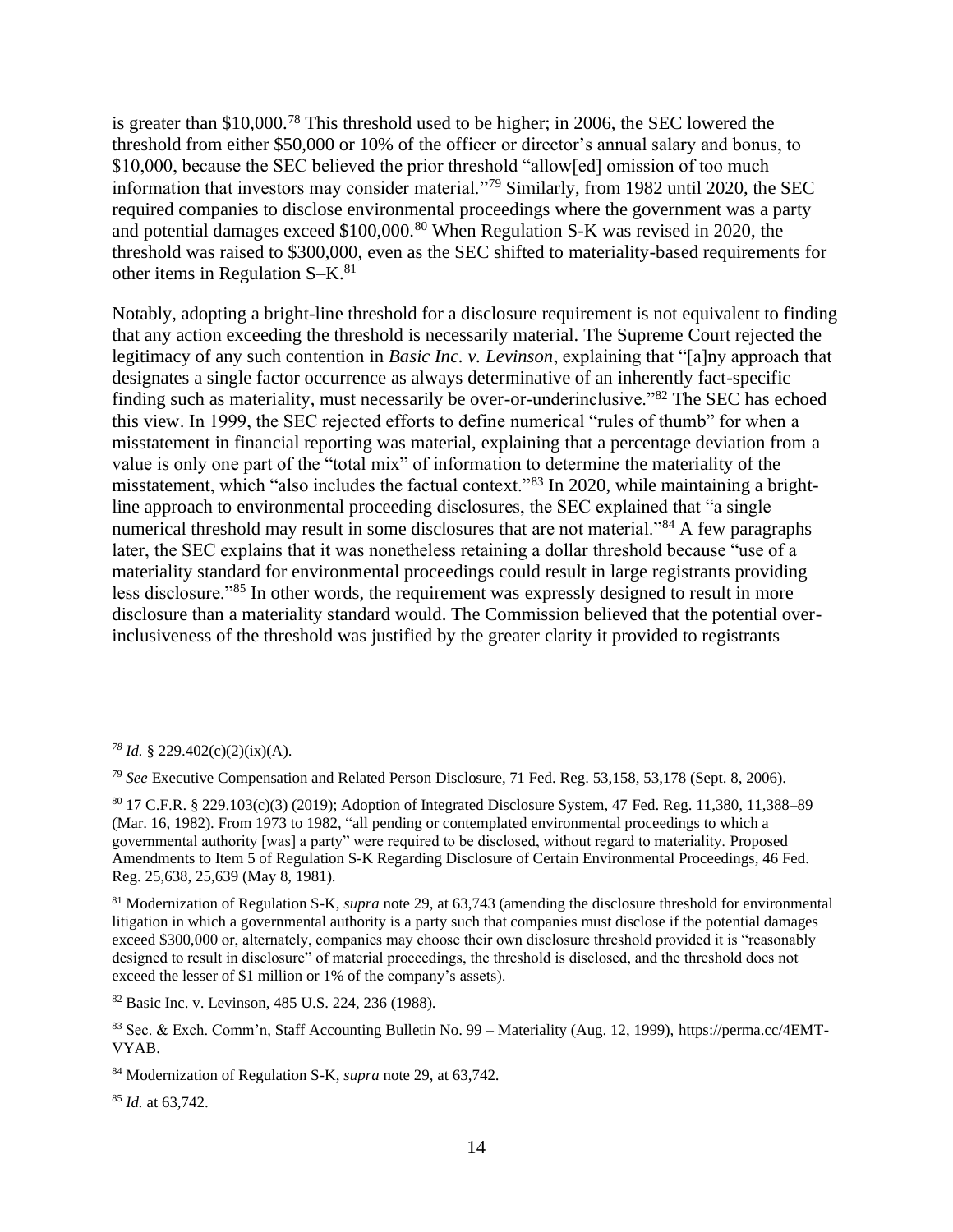is greater than $10,000.[78] This threshold used to be higher; in 2006, the SEC lowered the threshold from either $50,000 or 10% of the officer or director's annual salary and bonus, to $10,000, because the SEC believed the prior threshold "allow[ed] omission of too much information that investors may consider material."[79] Similarly, from 1982 until 2020, the SEC required companies to disclose environmental proceedings where the government was a party and potential damages exceed $100,000.[80] When Regulation S-K was revised in 2020, the threshold was raised to $300,000, even as the SEC shifted to materiality-based requirements for other items in Regulation S–K.[81]

Notably, adopting a bright-line threshold for a disclosure requirement is not equivalent to finding that any action exceeding the threshold is necessarily material. The Supreme Court rejected the legitimacy of any such contention in *Basic Inc. v. Levinson*, explaining that "[a]ny approach that designates a single factor occurrence as always determinative of an inherently fact-specific finding such as materiality, must necessarily be over-or-underinclusive."[82] The SEC has echoed this view. In 1999, the SEC rejected efforts to define numerical "rules of thumb" for when a misstatement in financial reporting was material, explaining that a percentage deviation from a value is only one part of the "total mix" of information to determine the materiality of the misstatement, which "also includes the factual context."[83] In 2020, while maintaining a bright-line approach to environmental proceeding disclosures, the SEC explained that "a single numerical threshold may result in some disclosures that are not material."[84] A few paragraphs later, the SEC explains that it was nonetheless retaining a dollar threshold because "use of a materiality standard for environmental proceedings could result in large registrants providing less disclosure."[85] In other words, the requirement was expressly designed to result in more disclosure than a materiality standard would. The Commission believed that the potential over-inclusiveness of the threshold was justified by the greater clarity it provided to registrants

---

[78] *Id.* § 229.402(c)(2)(ix)(A).

[79] *See* Executive Compensation and Related Person Disclosure, 71 Fed. Reg. 53,158, 53,178 (Sept. 8, 2006).

[80] 17 C.F.R. § 229.103(c)(3) (2019); Adoption of Integrated Disclosure System, 47 Fed. Reg. 11,380, 11,388–89 (Mar. 16, 1982). From 1973 to 1982, "all pending or contemplated environmental proceedings to which a governmental authority [was] a party" were required to be disclosed, without regard to materiality. Proposed Amendments to Item 5 of Regulation S-K Regarding Disclosure of Certain Environmental Proceedings, 46 Fed. Reg. 25,638, 25,639 (May 8, 1981).

[81] Modernization of Regulation S-K, *supra* note 29, at 63,743 (amending the disclosure threshold for environmental litigation in which a governmental authority is a party such that companies must disclose if the potential damages exceed $300,000 or, alternately, companies may choose their own disclosure threshold provided it is "reasonably designed to result in disclosure" of material proceedings, the threshold is disclosed, and the threshold does not exceed the lesser of $1 million or 1% of the company's assets).

[82] Basic Inc. v. Levinson, 485 U.S. 224, 236 (1988).

[83] Sec. & Exch. Comm'n, Staff Accounting Bulletin No. 99 – Materiality (Aug. 12, 1999), https://perma.cc/4EMT-VYAB.

[84] Modernization of Regulation S-K, *supra* note 29, at 63,742.

[85] *Id.* at 63,742.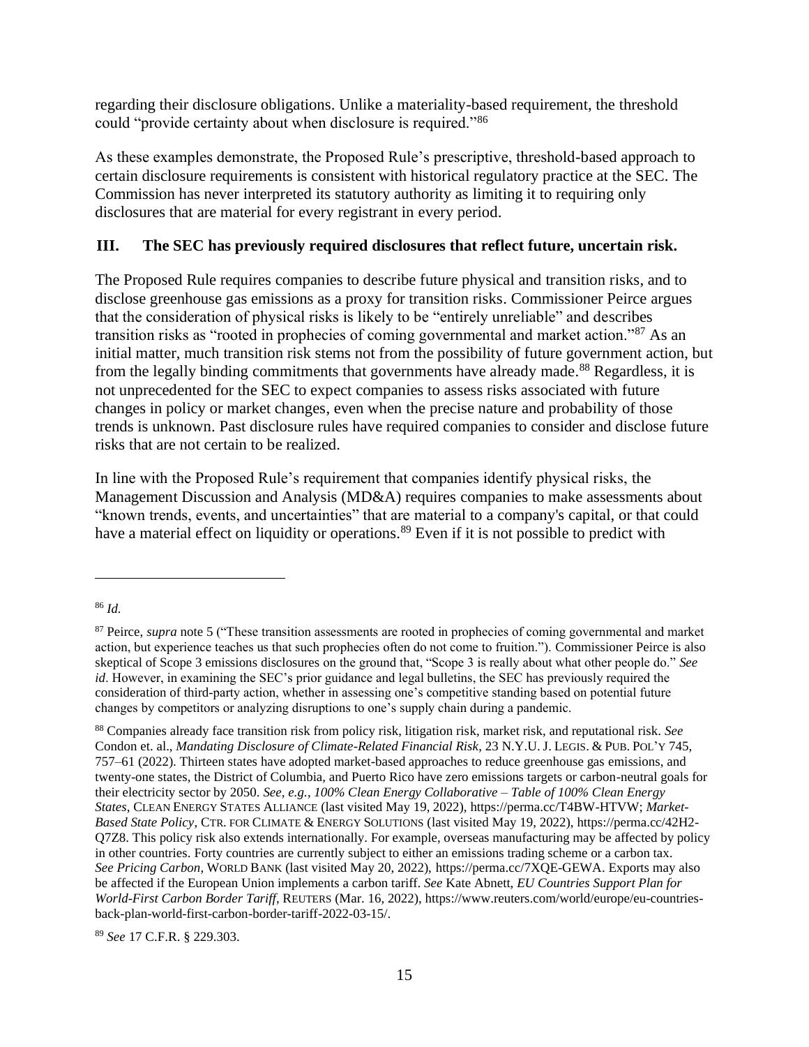regarding their disclosure obligations. Unlike a materiality-based requirement, the threshold could "provide certainty about when disclosure is required."[86]

As these examples demonstrate, the Proposed Rule's prescriptive, threshold-based approach to certain disclosure requirements is consistent with historical regulatory practice at the SEC. The Commission has never interpreted its statutory authority as limiting it to requiring only disclosures that are material for every registrant in every period.

## III. The SEC has previously required disclosures that reflect future, uncertain risk.

The Proposed Rule requires companies to describe future physical and transition risks, and to disclose greenhouse gas emissions as a proxy for transition risks. Commissioner Peirce argues that the consideration of physical risks is likely to be "entirely unreliable" and describes transition risks as "rooted in prophecies of coming governmental and market action."[87] As an initial matter, much transition risk stems not from the possibility of future government action, but from the legally binding commitments that governments have already made.[88] Regardless, it is not unprecedented for the SEC to expect companies to assess risks associated with future changes in policy or market changes, even when the precise nature and probability of those trends is unknown. Past disclosure rules have required companies to consider and disclose future risks that are not certain to be realized.

In line with the Proposed Rule's requirement that companies identify physical risks, the Management Discussion and Analysis (MD&A) requires companies to make assessments about "known trends, events, and uncertainties" that are material to a company's capital, or that could have a material effect on liquidity or operations.[89] Even if it is not possible to predict with

---

[86] *Id.*

[87] Peirce, *supra* note 5 ("These transition assessments are rooted in prophecies of coming governmental and market action, but experience teaches us that such prophecies often do not come to fruition."). Commissioner Peirce is also skeptical of Scope 3 emissions disclosures on the ground that, "Scope 3 is really about what other people do." *See id*. However, in examining the SEC's prior guidance and legal bulletins, the SEC has previously required the consideration of third-party action, whether in assessing one's competitive standing based on potential future changes by competitors or analyzing disruptions to one's supply chain during a pandemic.

[88] Companies already face transition risk from policy risk, litigation risk, market risk, and reputational risk. *See* Condon et. al., *Mandating Disclosure of Climate-Related Financial Risk*, 23 N.Y.U. J. LEGIS. & PUB. POL'Y 745, 757–61 (2022). Thirteen states have adopted market-based approaches to reduce greenhouse gas emissions, and twenty-one states, the District of Columbia, and Puerto Rico have zero emissions targets or carbon-neutral goals for their electricity sector by 2050. *See, e.g.*, *100% Clean Energy Collaborative – Table of 100% Clean Energy States*, CLEAN ENERGY STATES ALLIANCE (last visited May 19, 2022), https://perma.cc/T4BW-HTVW; *Market-Based State Policy*, CTR. FOR CLIMATE & ENERGY SOLUTIONS (last visited May 19, 2022), https://perma.cc/42H2-Q7Z8. This policy risk also extends internationally. For example, overseas manufacturing may be affected by policy in other countries. Forty countries are currently subject to either an emissions trading scheme or a carbon tax. *See Pricing Carbon*, WORLD BANK (last visited May 20, 2022), https://perma.cc/7XQE-GEWA. Exports may also be affected if the European Union implements a carbon tariff. *See* Kate Abnett, *EU Countries Support Plan for World-First Carbon Border Tariff*, REUTERS (Mar. 16, 2022), https://www.reuters.com/world/europe/eu-countries-back-plan-world-first-carbon-border-tariff-2022-03-15/.

[89] *See* 17 C.F.R. § 229.303.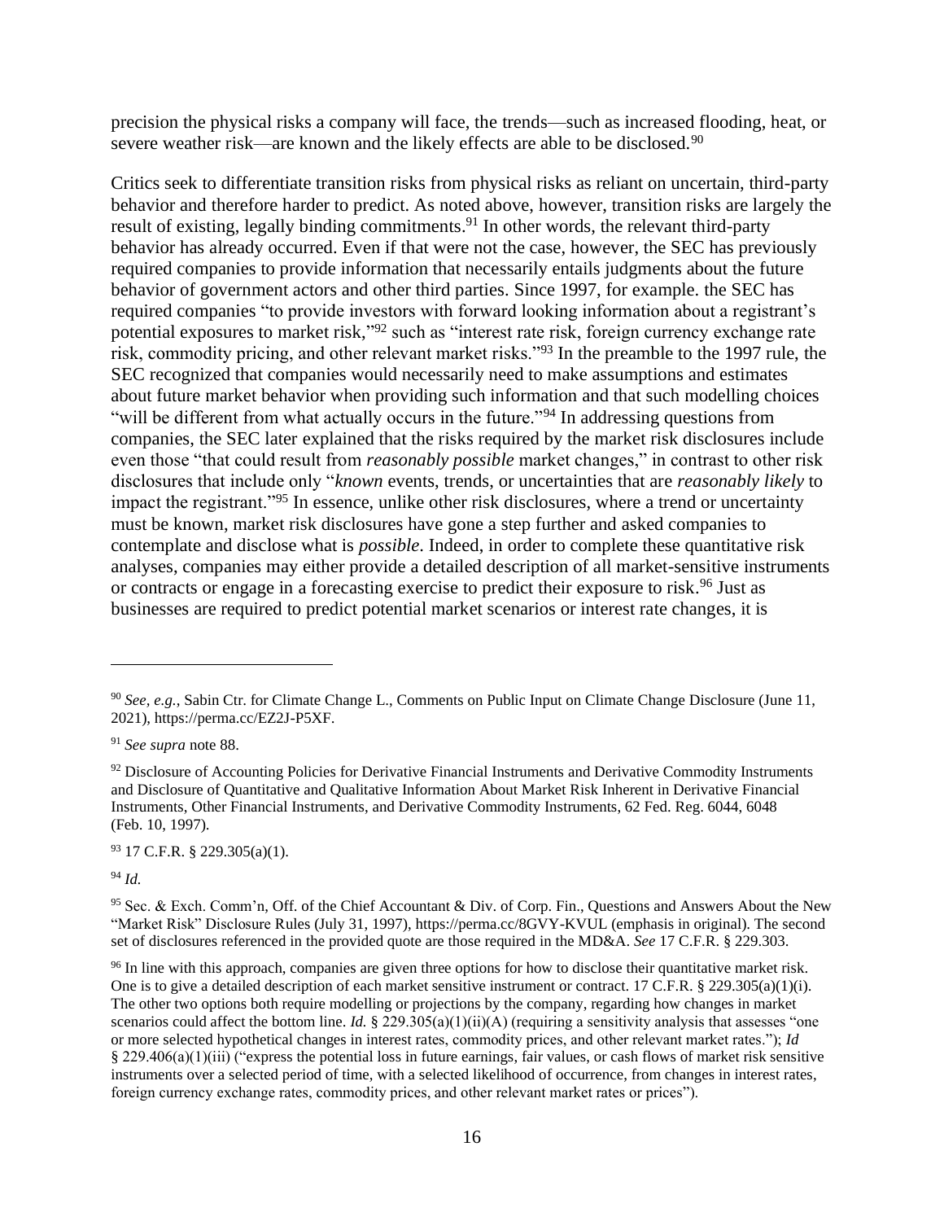precision the physical risks a company will face, the trends—such as increased flooding, heat, or severe weather risk—are known and the likely effects are able to be disclosed.[90]

Critics seek to differentiate transition risks from physical risks as reliant on uncertain, third-party behavior and therefore harder to predict. As noted above, however, transition risks are largely the result of existing, legally binding commitments.[91] In other words, the relevant third-party behavior has already occurred. Even if that were not the case, however, the SEC has previously required companies to provide information that necessarily entails judgments about the future behavior of government actors and other third parties. Since 1997, for example. the SEC has required companies "to provide investors with forward looking information about a registrant's potential exposures to market risk,"[92] such as "interest rate risk, foreign currency exchange rate risk, commodity pricing, and other relevant market risks."[93] In the preamble to the 1997 rule, the SEC recognized that companies would necessarily need to make assumptions and estimates about future market behavior when providing such information and that such modelling choices "will be different from what actually occurs in the future."[94] In addressing questions from companies, the SEC later explained that the risks required by the market risk disclosures include even those "that could result from *reasonably possible* market changes," in contrast to other risk disclosures that include only "*known* events, trends, or uncertainties that are *reasonably likely* to impact the registrant."[95] In essence, unlike other risk disclosures, where a trend or uncertainty must be known, market risk disclosures have gone a step further and asked companies to contemplate and disclose what is *possible*. Indeed, in order to complete these quantitative risk analyses, companies may either provide a detailed description of all market-sensitive instruments or contracts or engage in a forecasting exercise to predict their exposure to risk.[96] Just as businesses are required to predict potential market scenarios or interest rate changes, it is

---

[90] *See, e.g.*, Sabin Ctr. for Climate Change L., Comments on Public Input on Climate Change Disclosure (June 11, 2021), https://perma.cc/EZ2J-P5XF.

[91] *See supra* note 88.

[92] Disclosure of Accounting Policies for Derivative Financial Instruments and Derivative Commodity Instruments and Disclosure of Quantitative and Qualitative Information About Market Risk Inherent in Derivative Financial Instruments, Other Financial Instruments, and Derivative Commodity Instruments, 62 Fed. Reg. 6044, 6048 (Feb. 10, 1997).

[93] 17 C.F.R. § 229.305(a)(1).

[94] *Id.*

[95] Sec. & Exch. Comm'n, Off. of the Chief Accountant & Div. of Corp. Fin., Questions and Answers About the New "Market Risk" Disclosure Rules (July 31, 1997), https://perma.cc/8GVY-KVUL (emphasis in original). The second set of disclosures referenced in the provided quote are those required in the MD&A. *See* 17 C.F.R. § 229.303.

[96] In line with this approach, companies are given three options for how to disclose their quantitative market risk. One is to give a detailed description of each market sensitive instrument or contract. 17 C.F.R. § 229.305(a)(1)(i). The other two options both require modelling or projections by the company, regarding how changes in market scenarios could affect the bottom line. *Id.* § 229.305(a)(1)(ii)(A) (requiring a sensitivity analysis that assesses "one or more selected hypothetical changes in interest rates, commodity prices, and other relevant market rates."); *Id* § 229.406(a)(1)(iii) ("express the potential loss in future earnings, fair values, or cash flows of market risk sensitive instruments over a selected period of time, with a selected likelihood of occurrence, from changes in interest rates, foreign currency exchange rates, commodity prices, and other relevant market rates or prices").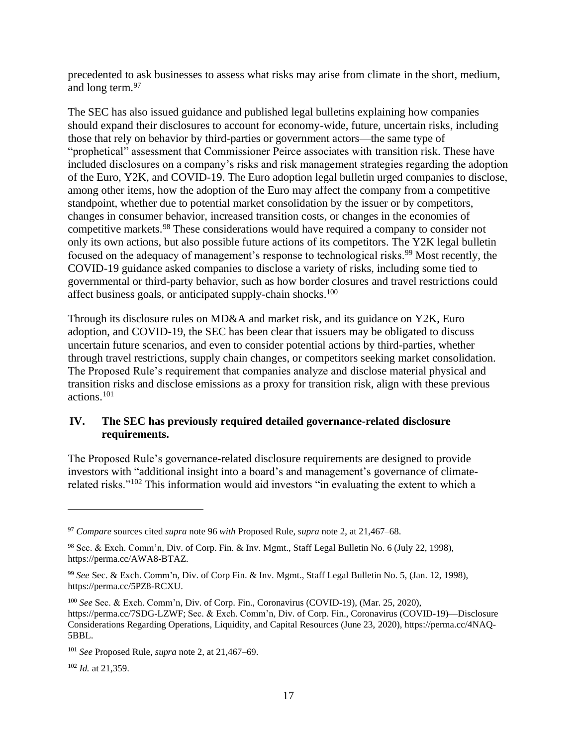precedented to ask businesses to assess what risks may arise from climate in the short, medium, and long term.[97]

The SEC has also issued guidance and published legal bulletins explaining how companies should expand their disclosures to account for economy-wide, future, uncertain risks, including those that rely on behavior by third-parties or government actors—the same type of "prophetical" assessment that Commissioner Peirce associates with transition risk. These have included disclosures on a company's risks and risk management strategies regarding the adoption of the Euro, Y2K, and COVID-19. The Euro adoption legal bulletin urged companies to disclose, among other items, how the adoption of the Euro may affect the company from a competitive standpoint, whether due to potential market consolidation by the issuer or by competitors, changes in consumer behavior, increased transition costs, or changes in the economies of competitive markets.[98] These considerations would have required a company to consider not only its own actions, but also possible future actions of its competitors. The Y2K legal bulletin focused on the adequacy of management's response to technological risks.[99] Most recently, the COVID-19 guidance asked companies to disclose a variety of risks, including some tied to governmental or third-party behavior, such as how border closures and travel restrictions could affect business goals, or anticipated supply-chain shocks.[100]

Through its disclosure rules on MD&A and market risk, and its guidance on Y2K, Euro adoption, and COVID-19, the SEC has been clear that issuers may be obligated to discuss uncertain future scenarios, and even to consider potential actions by third-parties, whether through travel restrictions, supply chain changes, or competitors seeking market consolidation. The Proposed Rule's requirement that companies analyze and disclose material physical and transition risks and disclose emissions as a proxy for transition risk, align with these previous actions.[101]

## IV. The SEC has previously required detailed governance-related disclosure requirements.

The Proposed Rule's governance-related disclosure requirements are designed to provide investors with "additional insight into a board's and management's governance of climate-related risks."[102] This information would aid investors "in evaluating the extent to which a

---

[97] *Compare* sources cited *supra* note 96 *with* Proposed Rule, *supra* note 2, at 21,467–68.

[98] Sec. & Exch. Comm'n, Div. of Corp. Fin. & Inv. Mgmt., Staff Legal Bulletin No. 6 (July 22, 1998), https://perma.cc/AWA8-BTAZ.

[99] *See* Sec. & Exch. Comm'n, Div. of Corp Fin. & Inv. Mgmt., Staff Legal Bulletin No. 5, (Jan. 12, 1998), https://perma.cc/5PZ8-RCXU.

[100] *See* Sec. & Exch. Comm'n, Div. of Corp. Fin., Coronavirus (COVID-19), (Mar. 25, 2020), https://perma.cc/7SDG-LZWF; Sec. & Exch. Comm'n, Div. of Corp. Fin., Coronavirus (COVID-19)—Disclosure Considerations Regarding Operations, Liquidity, and Capital Resources (June 23, 2020), https://perma.cc/4NAQ-5BBL.

[101] *See* Proposed Rule, *supra* note 2, at 21,467–69.

[102] *Id.* at 21,359.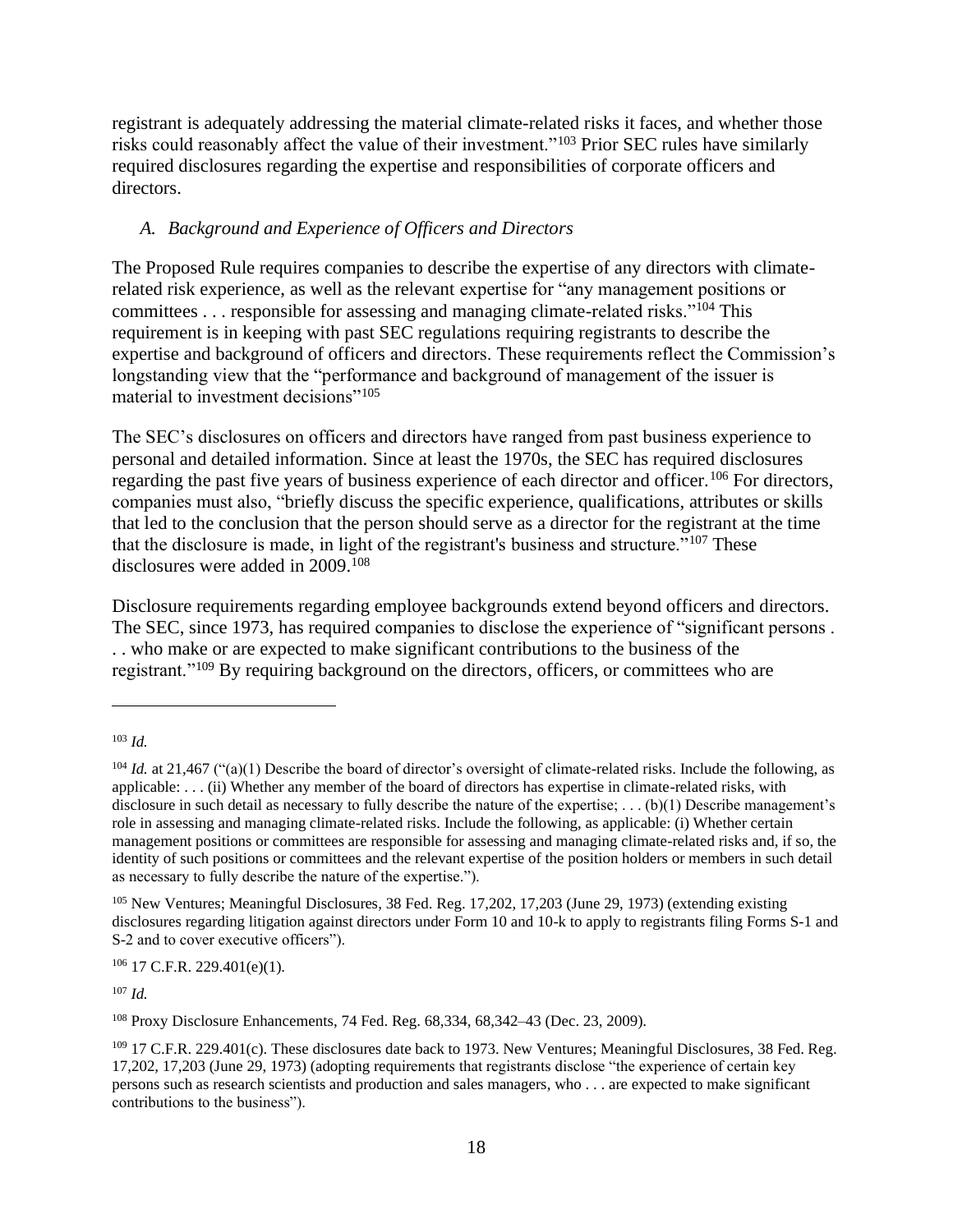registrant is adequately addressing the material climate-related risks it faces, and whether those risks could reasonably affect the value of their investment."[103] Prior SEC rules have similarly required disclosures regarding the expertise and responsibilities of corporate officers and directors.

### *A. Background and Experience of Officers and Directors*

The Proposed Rule requires companies to describe the expertise of any directors with climate-related risk experience, as well as the relevant expertise for "any management positions or committees . . . responsible for assessing and managing climate-related risks."[104] This requirement is in keeping with past SEC regulations requiring registrants to describe the expertise and background of officers and directors. These requirements reflect the Commission's longstanding view that the "performance and background of management of the issuer is material to investment decisions"[105]

The SEC's disclosures on officers and directors have ranged from past business experience to personal and detailed information. Since at least the 1970s, the SEC has required disclosures regarding the past five years of business experience of each director and officer.[106] For directors, companies must also, "briefly discuss the specific experience, qualifications, attributes or skills that led to the conclusion that the person should serve as a director for the registrant at the time that the disclosure is made, in light of the registrant's business and structure."[107] These disclosures were added in 2009.[108]

Disclosure requirements regarding employee backgrounds extend beyond officers and directors. The SEC, since 1973, has required companies to disclose the experience of "significant persons . . . who make or are expected to make significant contributions to the business of the registrant."[109] By requiring background on the directors, officers, or committees who are

---

[103] *Id.*

[104] *Id.* at 21,467 ("(a)(1) Describe the board of director's oversight of climate-related risks. Include the following, as applicable: . . . (ii) Whether any member of the board of directors has expertise in climate-related risks, with disclosure in such detail as necessary to fully describe the nature of the expertise; . . . (b)(1) Describe management's role in assessing and managing climate-related risks. Include the following, as applicable: (i) Whether certain management positions or committees are responsible for assessing and managing climate-related risks and, if so, the identity of such positions or committees and the relevant expertise of the position holders or members in such detail as necessary to fully describe the nature of the expertise.").

[105] New Ventures; Meaningful Disclosures, 38 Fed. Reg. 17,202, 17,203 (June 29, 1973) (extending existing disclosures regarding litigation against directors under Form 10 and 10-k to apply to registrants filing Forms S-1 and S-2 and to cover executive officers").

[106] 17 C.F.R. 229.401(e)(1).

[107] *Id.*

[108] Proxy Disclosure Enhancements, 74 Fed. Reg. 68,334, 68,342–43 (Dec. 23, 2009).

[109] 17 C.F.R. 229.401(c). These disclosures date back to 1973. New Ventures; Meaningful Disclosures, 38 Fed. Reg. 17,202, 17,203 (June 29, 1973) (adopting requirements that registrants disclose "the experience of certain key persons such as research scientists and production and sales managers, who . . . are expected to make significant contributions to the business").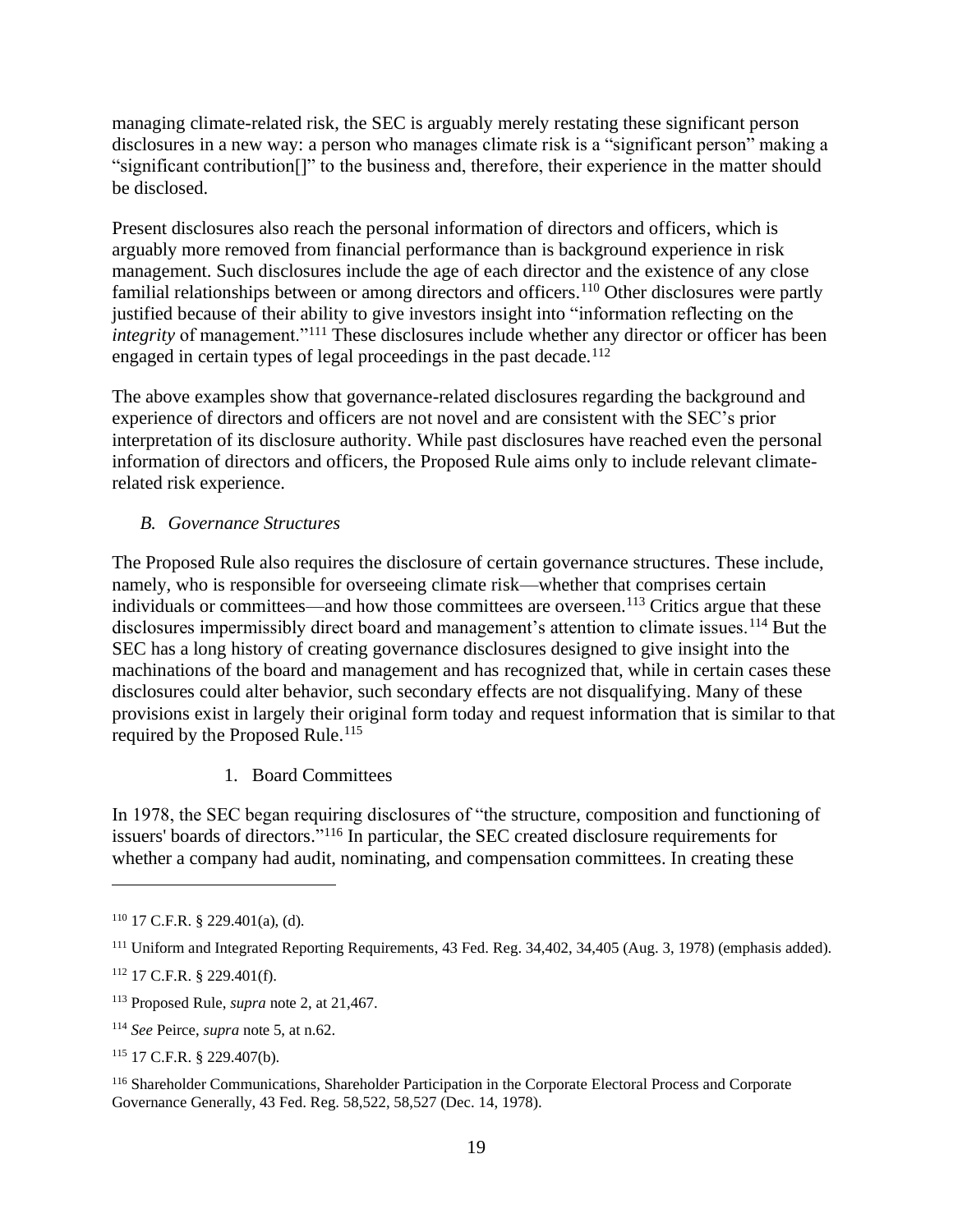managing climate-related risk, the SEC is arguably merely restating these significant person disclosures in a new way: a person who manages climate risk is a "significant person" making a "significant contribution[]" to the business and, therefore, their experience in the matter should be disclosed.

Present disclosures also reach the personal information of directors and officers, which is arguably more removed from financial performance than is background experience in risk management. Such disclosures include the age of each director and the existence of any close familial relationships between or among directors and officers.[110] Other disclosures were partly justified because of their ability to give investors insight into "information reflecting on the *integrity* of management."[111] These disclosures include whether any director or officer has been engaged in certain types of legal proceedings in the past decade.[112]

The above examples show that governance-related disclosures regarding the background and experience of directors and officers are not novel and are consistent with the SEC's prior interpretation of its disclosure authority. While past disclosures have reached even the personal information of directors and officers, the Proposed Rule aims only to include relevant climate-related risk experience.

### *B. Governance Structures*

The Proposed Rule also requires the disclosure of certain governance structures. These include, namely, who is responsible for overseeing climate risk—whether that comprises certain individuals or committees—and how those committees are overseen.[113] Critics argue that these disclosures impermissibly direct board and management's attention to climate issues.[114] But the SEC has a long history of creating governance disclosures designed to give insight into the machinations of the board and management and has recognized that, while in certain cases these disclosures could alter behavior, such secondary effects are not disqualifying. Many of these provisions exist in largely their original form today and request information that is similar to that required by the Proposed Rule.[115]

#### 1. Board Committees

In 1978, the SEC began requiring disclosures of "the structure, composition and functioning of issuers' boards of directors."[116] In particular, the SEC created disclosure requirements for whether a company had audit, nominating, and compensation committees. In creating these

---

[110] 17 C.F.R. § 229.401(a), (d).

[111] Uniform and Integrated Reporting Requirements, 43 Fed. Reg. 34,402, 34,405 (Aug. 3, 1978) (emphasis added).

[112] 17 C.F.R. § 229.401(f).

[113] Proposed Rule, *supra* note 2, at 21,467.

[114] *See* Peirce, *supra* note 5, at n.62.

[115] 17 C.F.R. § 229.407(b).

[116] Shareholder Communications, Shareholder Participation in the Corporate Electoral Process and Corporate Governance Generally, 43 Fed. Reg. 58,522, 58,527 (Dec. 14, 1978).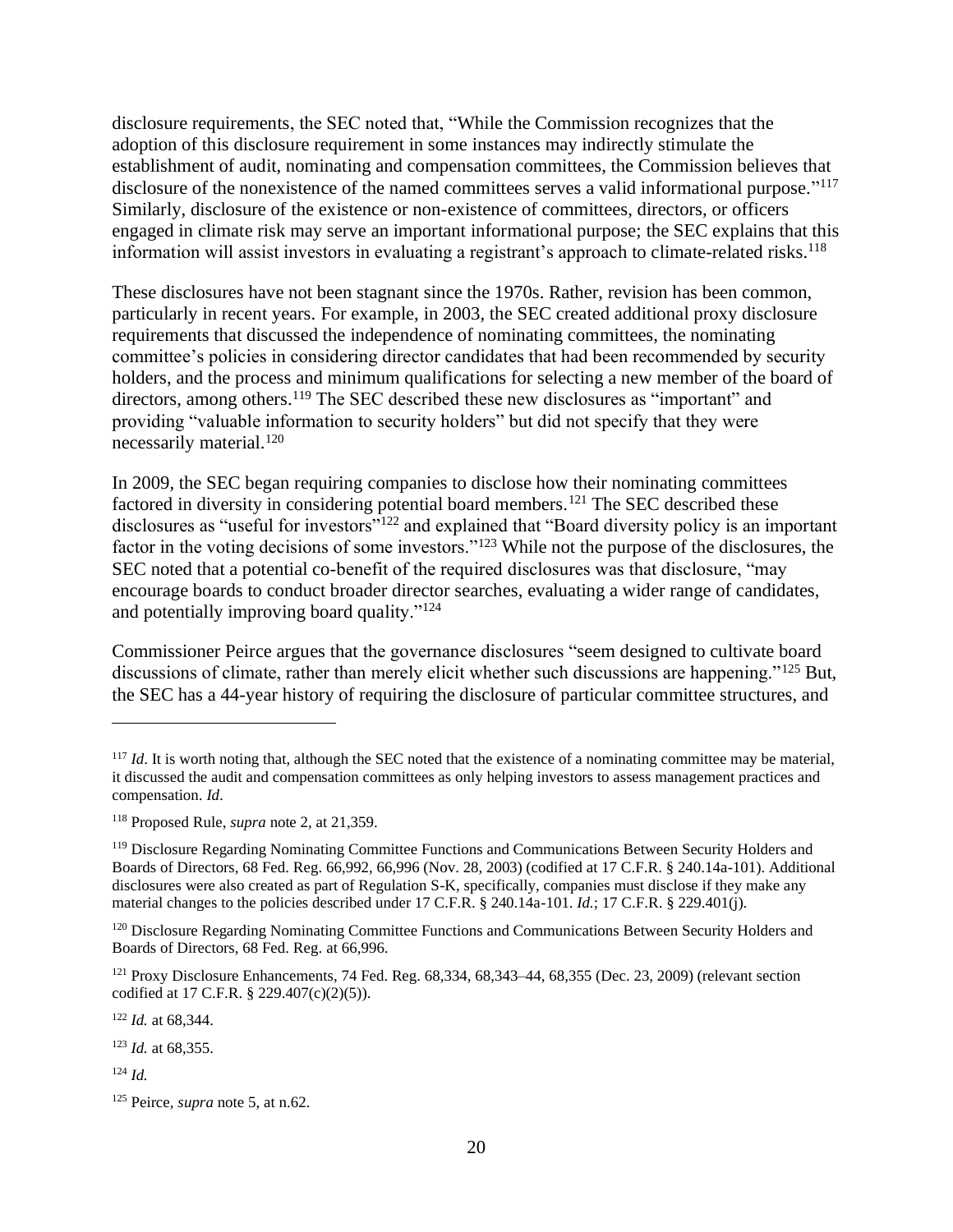disclosure requirements, the SEC noted that, "While the Commission recognizes that the adoption of this disclosure requirement in some instances may indirectly stimulate the establishment of audit, nominating and compensation committees, the Commission believes that disclosure of the nonexistence of the named committees serves a valid informational purpose."[117] Similarly, disclosure of the existence or non-existence of committees, directors, or officers engaged in climate risk may serve an important informational purpose; the SEC explains that this information will assist investors in evaluating a registrant's approach to climate-related risks.[118]

These disclosures have not been stagnant since the 1970s. Rather, revision has been common, particularly in recent years. For example, in 2003, the SEC created additional proxy disclosure requirements that discussed the independence of nominating committees, the nominating committee's policies in considering director candidates that had been recommended by security holders, and the process and minimum qualifications for selecting a new member of the board of directors, among others.[119] The SEC described these new disclosures as "important" and providing "valuable information to security holders" but did not specify that they were necessarily material.[120]

In 2009, the SEC began requiring companies to disclose how their nominating committees factored in diversity in considering potential board members.[121] The SEC described these disclosures as "useful for investors"[122] and explained that "Board diversity policy is an important factor in the voting decisions of some investors."[123] While not the purpose of the disclosures, the SEC noted that a potential co-benefit of the required disclosures was that disclosure, "may encourage boards to conduct broader director searches, evaluating a wider range of candidates, and potentially improving board quality."[124]

Commissioner Peirce argues that the governance disclosures "seem designed to cultivate board discussions of climate, rather than merely elicit whether such discussions are happening."[125] But, the SEC has a 44-year history of requiring the disclosure of particular committee structures, and

---

[117] *Id*. It is worth noting that, although the SEC noted that the existence of a nominating committee may be material, it discussed the audit and compensation committees as only helping investors to assess management practices and compensation. *Id*.

[118] Proposed Rule, *supra* note 2, at 21,359.

[119] Disclosure Regarding Nominating Committee Functions and Communications Between Security Holders and Boards of Directors, 68 Fed. Reg. 66,992, 66,996 (Nov. 28, 2003) (codified at 17 C.F.R. § 240.14a-101). Additional disclosures were also created as part of Regulation S-K, specifically, companies must disclose if they make any material changes to the policies described under 17 C.F.R. § 240.14a-101. *Id.*; 17 C.F.R. § 229.401(j).

[120] Disclosure Regarding Nominating Committee Functions and Communications Between Security Holders and Boards of Directors, 68 Fed. Reg. at 66,996.

[121] Proxy Disclosure Enhancements, 74 Fed. Reg. 68,334, 68,343–44, 68,355 (Dec. 23, 2009) (relevant section codified at 17 C.F.R. § 229.407(c)(2)(5)).

[122] *Id.* at 68,344.

[123] *Id.* at 68,355.

[124] *Id.*

[125] Peirce, *supra* note 5, at n.62.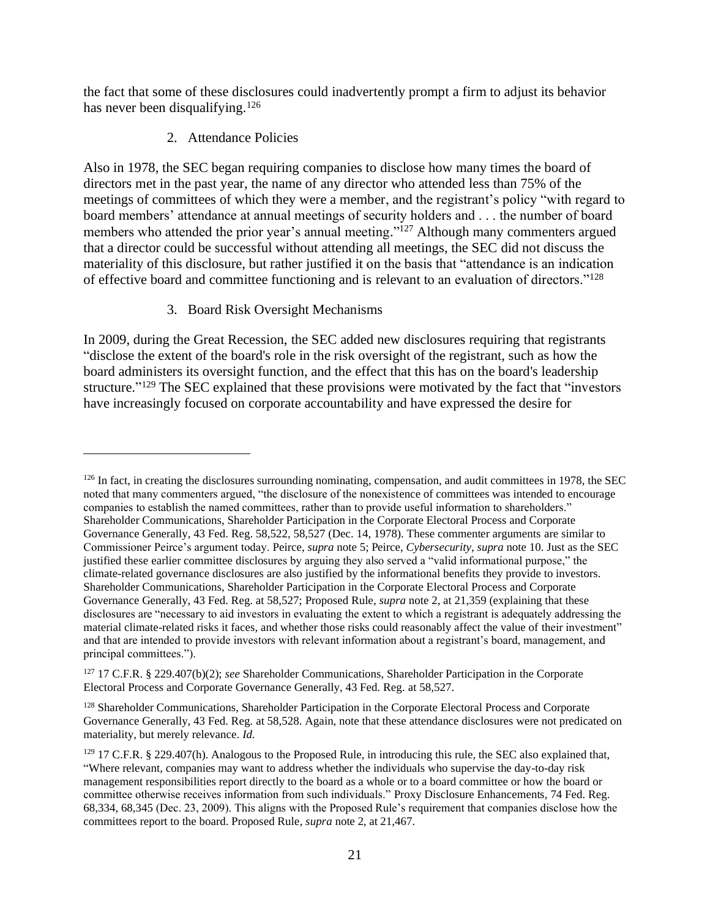the fact that some of these disclosures could inadvertently prompt a firm to adjust its behavior has never been disqualifying.[126]

2. Attendance Policies

Also in 1978, the SEC began requiring companies to disclose how many times the board of directors met in the past year, the name of any director who attended less than 75% of the meetings of committees of which they were a member, and the registrant's policy "with regard to board members' attendance at annual meetings of security holders and . . . the number of board members who attended the prior year's annual meeting."[127] Although many commenters argued that a director could be successful without attending all meetings, the SEC did not discuss the materiality of this disclosure, but rather justified it on the basis that "attendance is an indication of effective board and committee functioning and is relevant to an evaluation of directors."[128]

3. Board Risk Oversight Mechanisms

In 2009, during the Great Recession, the SEC added new disclosures requiring that registrants "disclose the extent of the board's role in the risk oversight of the registrant, such as how the board administers its oversight function, and the effect that this has on the board's leadership structure."[129] The SEC explained that these provisions were motivated by the fact that "investors have increasingly focused on corporate accountability and have expressed the desire for

---

[126] In fact, in creating the disclosures surrounding nominating, compensation, and audit committees in 1978, the SEC noted that many commenters argued, "the disclosure of the nonexistence of committees was intended to encourage companies to establish the named committees, rather than to provide useful information to shareholders." Shareholder Communications, Shareholder Participation in the Corporate Electoral Process and Corporate Governance Generally, 43 Fed. Reg. 58,522, 58,527 (Dec. 14, 1978). These commenter arguments are similar to Commissioner Peirce's argument today. Peirce, *supra* note 5; Peirce, *Cybersecurity*, *supra* note 10. Just as the SEC justified these earlier committee disclosures by arguing they also served a "valid informational purpose," the climate-related governance disclosures are also justified by the informational benefits they provide to investors. Shareholder Communications, Shareholder Participation in the Corporate Electoral Process and Corporate Governance Generally, 43 Fed. Reg. at 58,527; Proposed Rule, *supra* note 2, at 21,359 (explaining that these disclosures are "necessary to aid investors in evaluating the extent to which a registrant is adequately addressing the material climate-related risks it faces, and whether those risks could reasonably affect the value of their investment" and that are intended to provide investors with relevant information about a registrant's board, management, and principal committees.").

[127] 17 C.F.R. § 229.407(b)(2); *see* Shareholder Communications, Shareholder Participation in the Corporate Electoral Process and Corporate Governance Generally, 43 Fed. Reg. at 58,527.

[128] Shareholder Communications, Shareholder Participation in the Corporate Electoral Process and Corporate Governance Generally, 43 Fed. Reg. at 58,528. Again, note that these attendance disclosures were not predicated on materiality, but merely relevance. *Id.*

[129] 17 C.F.R. § 229.407(h). Analogous to the Proposed Rule, in introducing this rule, the SEC also explained that, "Where relevant, companies may want to address whether the individuals who supervise the day-to-day risk management responsibilities report directly to the board as a whole or to a board committee or how the board or committee otherwise receives information from such individuals." Proxy Disclosure Enhancements, 74 Fed. Reg. 68,334, 68,345 (Dec. 23, 2009). This aligns with the Proposed Rule's requirement that companies disclose how the committees report to the board. Proposed Rule, *supra* note 2, at 21,467.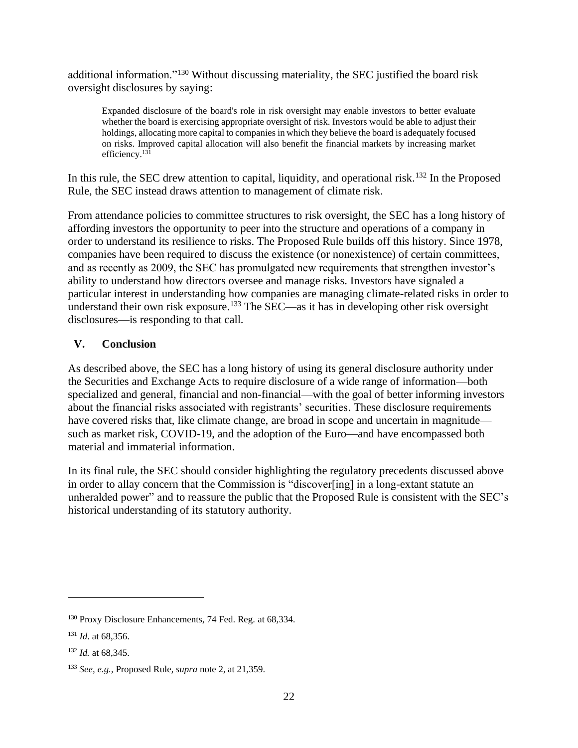additional information."[130] Without discussing materiality, the SEC justified the board risk oversight disclosures by saying:

> Expanded disclosure of the board's role in risk oversight may enable investors to better evaluate whether the board is exercising appropriate oversight of risk. Investors would be able to adjust their holdings, allocating more capital to companies in which they believe the board is adequately focused on risks. Improved capital allocation will also benefit the financial markets by increasing market efficiency.[131]

In this rule, the SEC drew attention to capital, liquidity, and operational risk.[132] In the Proposed Rule, the SEC instead draws attention to management of climate risk.

From attendance policies to committee structures to risk oversight, the SEC has a long history of affording investors the opportunity to peer into the structure and operations of a company in order to understand its resilience to risks. The Proposed Rule builds off this history. Since 1978, companies have been required to discuss the existence (or nonexistence) of certain committees, and as recently as 2009, the SEC has promulgated new requirements that strengthen investor's ability to understand how directors oversee and manage risks. Investors have signaled a particular interest in understanding how companies are managing climate-related risks in order to understand their own risk exposure.[133] The SEC—as it has in developing other risk oversight disclosures—is responding to that call.

## V. Conclusion

As described above, the SEC has a long history of using its general disclosure authority under the Securities and Exchange Acts to require disclosure of a wide range of information—both specialized and general, financial and non-financial—with the goal of better informing investors about the financial risks associated with registrants' securities. These disclosure requirements have covered risks that, like climate change, are broad in scope and uncertain in magnitude—such as market risk, COVID-19, and the adoption of the Euro—and have encompassed both material and immaterial information.

In its final rule, the SEC should consider highlighting the regulatory precedents discussed above in order to allay concern that the Commission is "discover[ing] in a long-extant statute an unheralded power" and to reassure the public that the Proposed Rule is consistent with the SEC's historical understanding of its statutory authority.

---

[130] Proxy Disclosure Enhancements, 74 Fed. Reg. at 68,334.

[131] *Id*. at 68,356.

[132] *Id.* at 68,345.

[133] *See, e.g.*, Proposed Rule, *supra* note 2, at 21,359.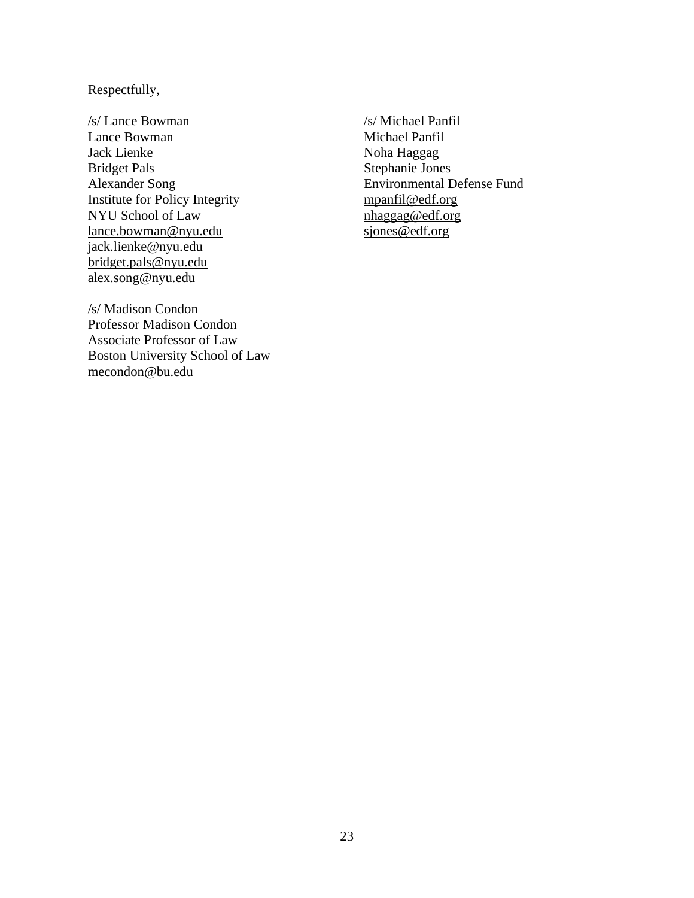Respectfully,

/s/ Lance Bowman
Lance Bowman
Jack Lienke
Bridget Pals
Alexander Song
Institute for Policy Integrity
NYU School of Law
lance.bowman@nyu.edu
jack.lienke@nyu.edu
bridget.pals@nyu.edu
alex.song@nyu.edu

/s/ Madison Condon
Professor Madison Condon
Associate Professor of Law
Boston University School of Law
mecondon@bu.edu

/s/ Michael Panfil
Michael Panfil
Noha Haggag
Stephanie Jones
Environmental Defense Fund
mpanfil@edf.org
nhaggag@edf.org
sjones@edf.org